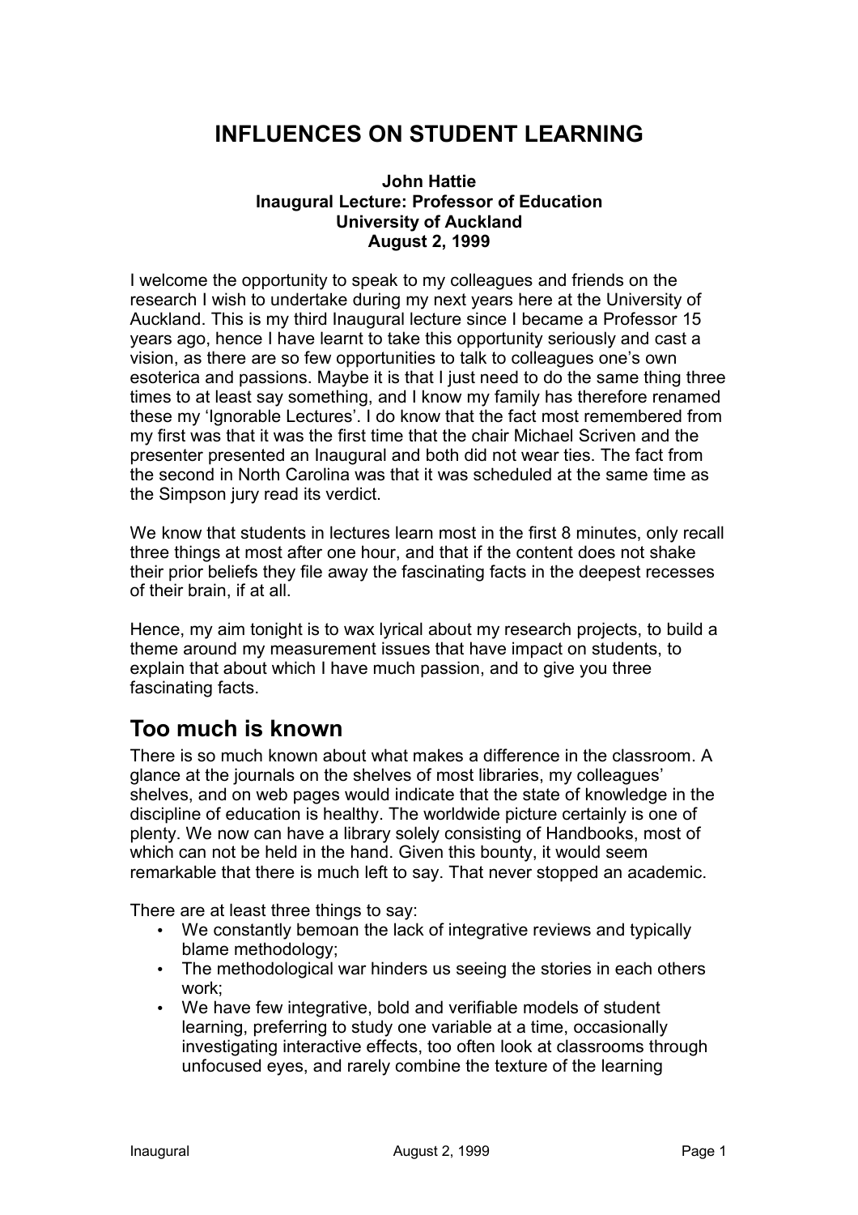# INFLUENCES ON STUDENT LEARNING

**John Hattie**
**Inaugural Lecture: Professor of Education**
**University of Auckland**
**August 2, 1999**

I welcome the opportunity to speak to my colleagues and friends on the research I wish to undertake during my next years here at the University of Auckland. This is my third Inaugural lecture since I became a Professor 15 years ago, hence I have learnt to take this opportunity seriously and cast a vision, as there are so few opportunities to talk to colleagues one's own esoterica and passions. Maybe it is that I just need to do the same thing three times to at least say something, and I know my family has therefore renamed these my 'Ignorable Lectures'. I do know that the fact most remembered from my first was that it was the first time that the chair Michael Scriven and the presenter presented an Inaugural and both did not wear ties. The fact from the second in North Carolina was that it was scheduled at the same time as the Simpson jury read its verdict.

We know that students in lectures learn most in the first 8 minutes, only recall three things at most after one hour, and that if the content does not shake their prior beliefs they file away the fascinating facts in the deepest recesses of their brain, if at all.

Hence, my aim tonight is to wax lyrical about my research projects, to build a theme around my measurement issues that have impact on students, to explain that about which I have much passion, and to give you three fascinating facts.

## Too much is known

There is so much known about what makes a difference in the classroom. A glance at the journals on the shelves of most libraries, my colleagues' shelves, and on web pages would indicate that the state of knowledge in the discipline of education is healthy. The worldwide picture certainly is one of plenty. We now can have a library solely consisting of Handbooks, most of which can not be held in the hand. Given this bounty, it would seem remarkable that there is much left to say. That never stopped an academic.

There are at least three things to say:

- We constantly bemoan the lack of integrative reviews and typically blame methodology;
- The methodological war hinders us seeing the stories in each others work;
- We have few integrative, bold and verifiable models of student learning, preferring to study one variable at a time, occasionally investigating interactive effects, too often look at classrooms through unfocused eyes, and rarely combine the texture of the learning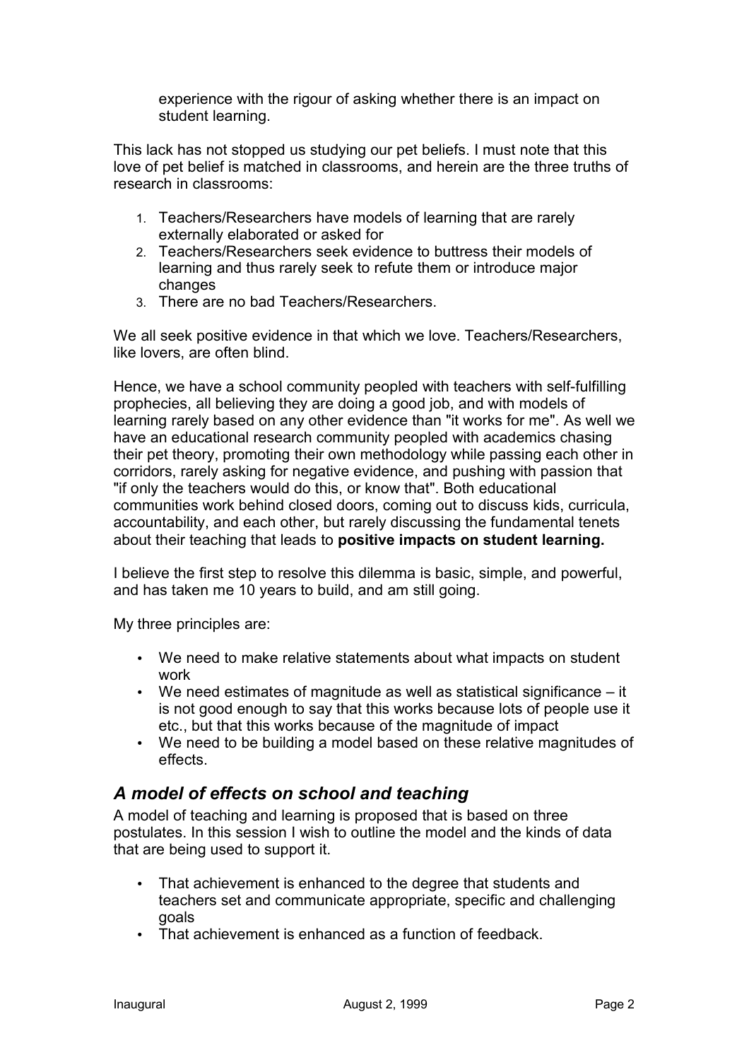experience with the rigour of asking whether there is an impact on student learning.

This lack has not stopped us studying our pet beliefs. I must note that this love of pet belief is matched in classrooms, and herein are the three truths of research in classrooms:

1. Teachers/Researchers have models of learning that are rarely externally elaborated or asked for
2. Teachers/Researchers seek evidence to buttress their models of learning and thus rarely seek to refute them or introduce major changes
3. There are no bad Teachers/Researchers.

We all seek positive evidence in that which we love. Teachers/Researchers, like lovers, are often blind.

Hence, we have a school community peopled with teachers with self-fulfilling prophecies, all believing they are doing a good job, and with models of learning rarely based on any other evidence than "it works for me". As well we have an educational research community peopled with academics chasing their pet theory, promoting their own methodology while passing each other in corridors, rarely asking for negative evidence, and pushing with passion that "if only the teachers would do this, or know that". Both educational communities work behind closed doors, coming out to discuss kids, curricula, accountability, and each other, but rarely discussing the fundamental tenets about their teaching that leads to **positive impacts on student learning.**

I believe the first step to resolve this dilemma is basic, simple, and powerful, and has taken me 10 years to build, and am still going.

My three principles are:

- We need to make relative statements about what impacts on student work
- We need estimates of magnitude as well as statistical significance – it is not good enough to say that this works because lots of people use it etc., but that this works because of the magnitude of impact
- We need to be building a model based on these relative magnitudes of effects.

## *A model of effects on school and teaching*

A model of teaching and learning is proposed that is based on three postulates. In this session I wish to outline the model and the kinds of data that are being used to support it.

- That achievement is enhanced to the degree that students and teachers set and communicate appropriate, specific and challenging goals
- That achievement is enhanced as a function of feedback.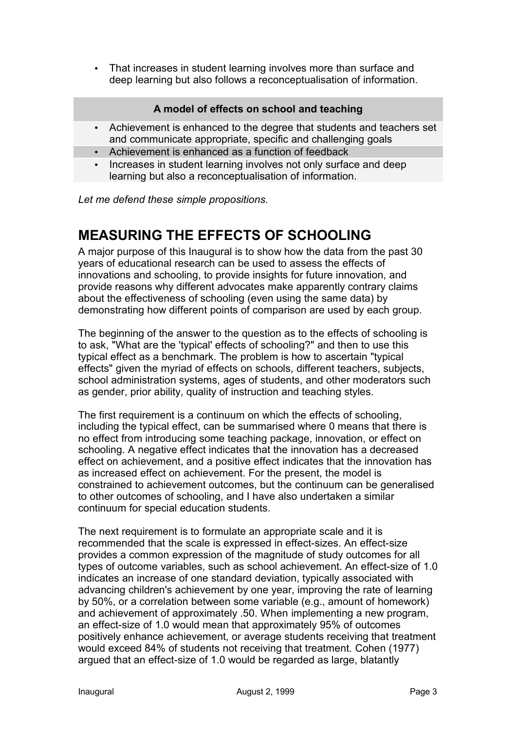- That increases in student learning involves more than surface and deep learning but also follows a reconceptualisation of information.

| A model of effects on school and teaching |
|---|
| • Achievement is enhanced to the degree that students and teachers set and communicate appropriate, specific and challenging goals |
| • Achievement is enhanced as a function of feedback |
| • Increases in student learning involves not only surface and deep learning but also a reconceptualisation of information. |

*Let me defend these simple propositions.*

## MEASURING THE EFFECTS OF SCHOOLING

A major purpose of this Inaugural is to show how the data from the past 30 years of educational research can be used to assess the effects of innovations and schooling, to provide insights for future innovation, and provide reasons why different advocates make apparently contrary claims about the effectiveness of schooling (even using the same data) by demonstrating how different points of comparison are used by each group.

The beginning of the answer to the question as to the effects of schooling is to ask, "What are the 'typical' effects of schooling?" and then to use this typical effect as a benchmark. The problem is how to ascertain "typical effects" given the myriad of effects on schools, different teachers, subjects, school administration systems, ages of students, and other moderators such as gender, prior ability, quality of instruction and teaching styles.

The first requirement is a continuum on which the effects of schooling, including the typical effect, can be summarised where 0 means that there is no effect from introducing some teaching package, innovation, or effect on schooling. A negative effect indicates that the innovation has a decreased effect on achievement, and a positive effect indicates that the innovation has as increased effect on achievement. For the present, the model is constrained to achievement outcomes, but the continuum can be generalised to other outcomes of schooling, and I have also undertaken a similar continuum for special education students.

The next requirement is to formulate an appropriate scale and it is recommended that the scale is expressed in effect-sizes. An effect-size provides a common expression of the magnitude of study outcomes for all types of outcome variables, such as school achievement. An effect-size of 1.0 indicates an increase of one standard deviation, typically associated with advancing children's achievement by one year, improving the rate of learning by 50%, or a correlation between some variable (e.g., amount of homework) and achievement of approximately .50. When implementing a new program, an effect-size of 1.0 would mean that approximately 95% of outcomes positively enhance achievement, or average students receiving that treatment would exceed 84% of students not receiving that treatment. Cohen (1977) argued that an effect-size of 1.0 would be regarded as large, blatantly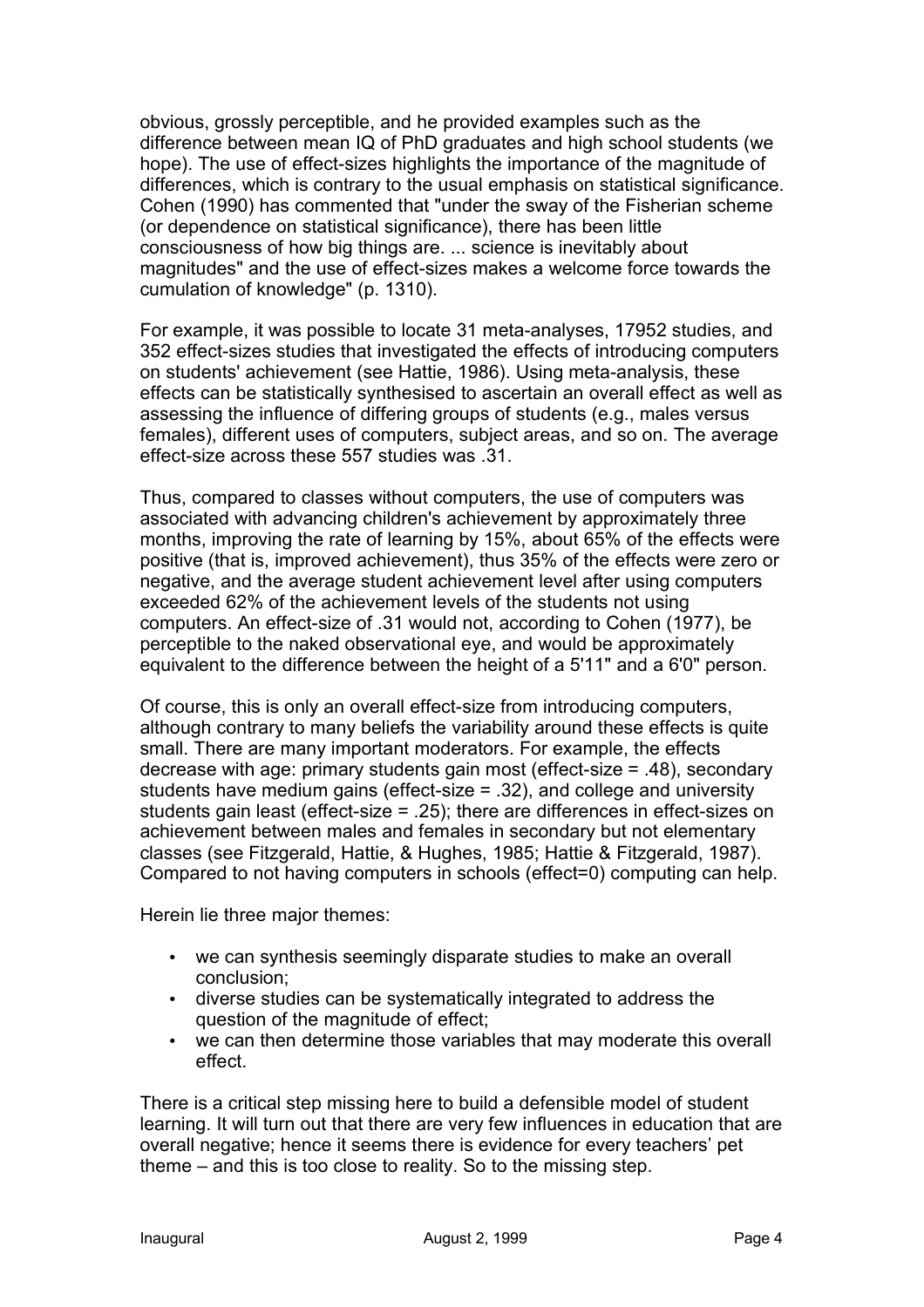obvious, grossly perceptible, and he provided examples such as the difference between mean IQ of PhD graduates and high school students (we hope). The use of effect-sizes highlights the importance of the magnitude of differences, which is contrary to the usual emphasis on statistical significance. Cohen (1990) has commented that "under the sway of the Fisherian scheme (or dependence on statistical significance), there has been little consciousness of how big things are. ... science is inevitably about magnitudes" and the use of effect-sizes makes a welcome force towards the cumulation of knowledge" (p. 1310).

For example, it was possible to locate 31 meta-analyses, 17952 studies, and 352 effect-sizes studies that investigated the effects of introducing computers on students' achievement (see Hattie, 1986). Using meta-analysis, these effects can be statistically synthesised to ascertain an overall effect as well as assessing the influence of differing groups of students (e.g., males versus females), different uses of computers, subject areas, and so on. The average effect-size across these 557 studies was .31.

Thus, compared to classes without computers, the use of computers was associated with advancing children's achievement by approximately three months, improving the rate of learning by 15%, about 65% of the effects were positive (that is, improved achievement), thus 35% of the effects were zero or negative, and the average student achievement level after using computers exceeded 62% of the achievement levels of the students not using computers. An effect-size of .31 would not, according to Cohen (1977), be perceptible to the naked observational eye, and would be approximately equivalent to the difference between the height of a 5'11" and a 6'0" person.

Of course, this is only an overall effect-size from introducing computers, although contrary to many beliefs the variability around these effects is quite small. There are many important moderators. For example, the effects decrease with age: primary students gain most (effect-size = .48), secondary students have medium gains (effect-size = .32), and college and university students gain least (effect-size = .25); there are differences in effect-sizes on achievement between males and females in secondary but not elementary classes (see Fitzgerald, Hattie, & Hughes, 1985; Hattie & Fitzgerald, 1987). Compared to not having computers in schools (effect=0) computing can help.

Herein lie three major themes:

- we can synthesis seemingly disparate studies to make an overall conclusion;
- diverse studies can be systematically integrated to address the question of the magnitude of effect;
- we can then determine those variables that may moderate this overall effect.

There is a critical step missing here to build a defensible model of student learning. It will turn out that there are very few influences in education that are overall negative; hence it seems there is evidence for every teachers' pet theme – and this is too close to reality. So to the missing step.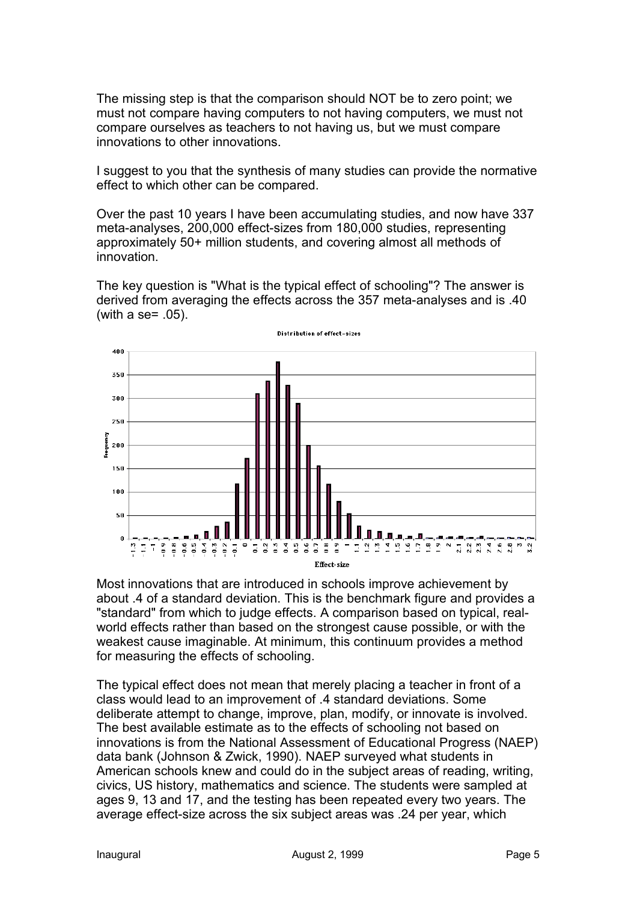The missing step is that the comparison should NOT be to zero point; we must not compare having computers to not having computers, we must not compare ourselves as teachers to not having us, but we must compare innovations to other innovations.

I suggest to you that the synthesis of many studies can provide the normative effect to which other can be compared.

Over the past 10 years I have been accumulating studies, and now have 337 meta-analyses, 200,000 effect-sizes from 180,000 studies, representing approximately 50+ million students, and covering almost all methods of innovation.

The key question is "What is the typical effect of schooling"? The answer is derived from averaging the effects across the 357 meta-analyses and is .40 (with a se= .05).

Most innovations that are introduced in schools improve achievement by about .4 of a standard deviation. This is the benchmark figure and provides a "standard" from which to judge effects. A comparison based on typical, real-world effects rather than based on the strongest cause possible, or with the weakest cause imaginable. At minimum, this continuum provides a method for measuring the effects of schooling.

The typical effect does not mean that merely placing a teacher in front of a class would lead to an improvement of .4 standard deviations. Some deliberate attempt to change, improve, plan, modify, or innovate is involved. The best available estimate as to the effects of schooling not based on innovations is from the National Assessment of Educational Progress (NAEP) data bank (Johnson & Zwick, 1990). NAEP surveyed what students in American schools knew and could do in the subject areas of reading, writing, civics, US history, mathematics and science. The students were sampled at ages 9, 13 and 17, and the testing has been repeated every two years. The average effect-size across the six subject areas was .24 per year, which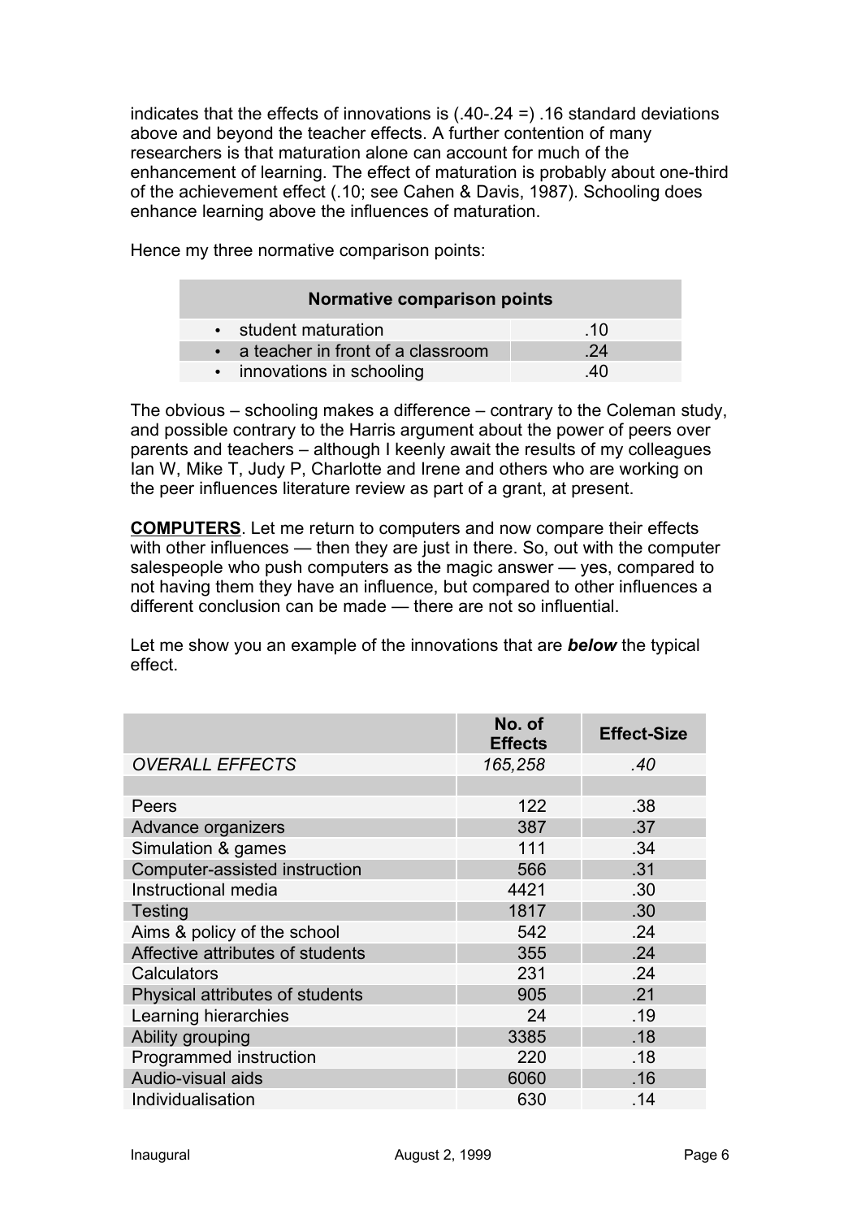indicates that the effects of innovations is (.40-.24 =) .16 standard deviations above and beyond the teacher effects. A further contention of many researchers is that maturation alone can account for much of the enhancement of learning. The effect of maturation is probably about one-third of the achievement effect (.10; see Cahen & Davis, 1987). Schooling does enhance learning above the influences of maturation.

Hence my three normative comparison points:

| Normative comparison points | |
|---|---|
| • student maturation | .10 |
| • a teacher in front of a classroom | .24 |
| • innovations in schooling | .40 |

The obvious – schooling makes a difference – contrary to the Coleman study, and possible contrary to the Harris argument about the power of peers over parents and teachers – although I keenly await the results of my colleagues Ian W, Mike T, Judy P, Charlotte and Irene and others who are working on the peer influences literature review as part of a grant, at present.

**COMPUTERS**. Let me return to computers and now compare their effects with other influences — then they are just in there. So, out with the computer salespeople who push computers as the magic answer — yes, compared to not having them they have an influence, but compared to other influences a different conclusion can be made — there are not so influential.

Let me show you an example of the innovations that are ***below*** the typical effect.

| | No. of Effects | Effect-Size |
|---|---|---|
| *OVERALL EFFECTS* | *165,258* | *.40* |
| | | |
| Peers | 122 | .38 |
| Advance organizers | 387 | .37 |
| Simulation & games | 111 | .34 |
| Computer-assisted instruction | 566 | .31 |
| Instructional media | 4421 | .30 |
| Testing | 1817 | .30 |
| Aims & policy of the school | 542 | .24 |
| Affective attributes of students | 355 | .24 |
| Calculators | 231 | .24 |
| Physical attributes of students | 905 | .21 |
| Learning hierarchies | 24 | .19 |
| Ability grouping | 3385 | .18 |
| Programmed instruction | 220 | .18 |
| Audio-visual aids | 6060 | .16 |
| Individualisation | 630 | .14 |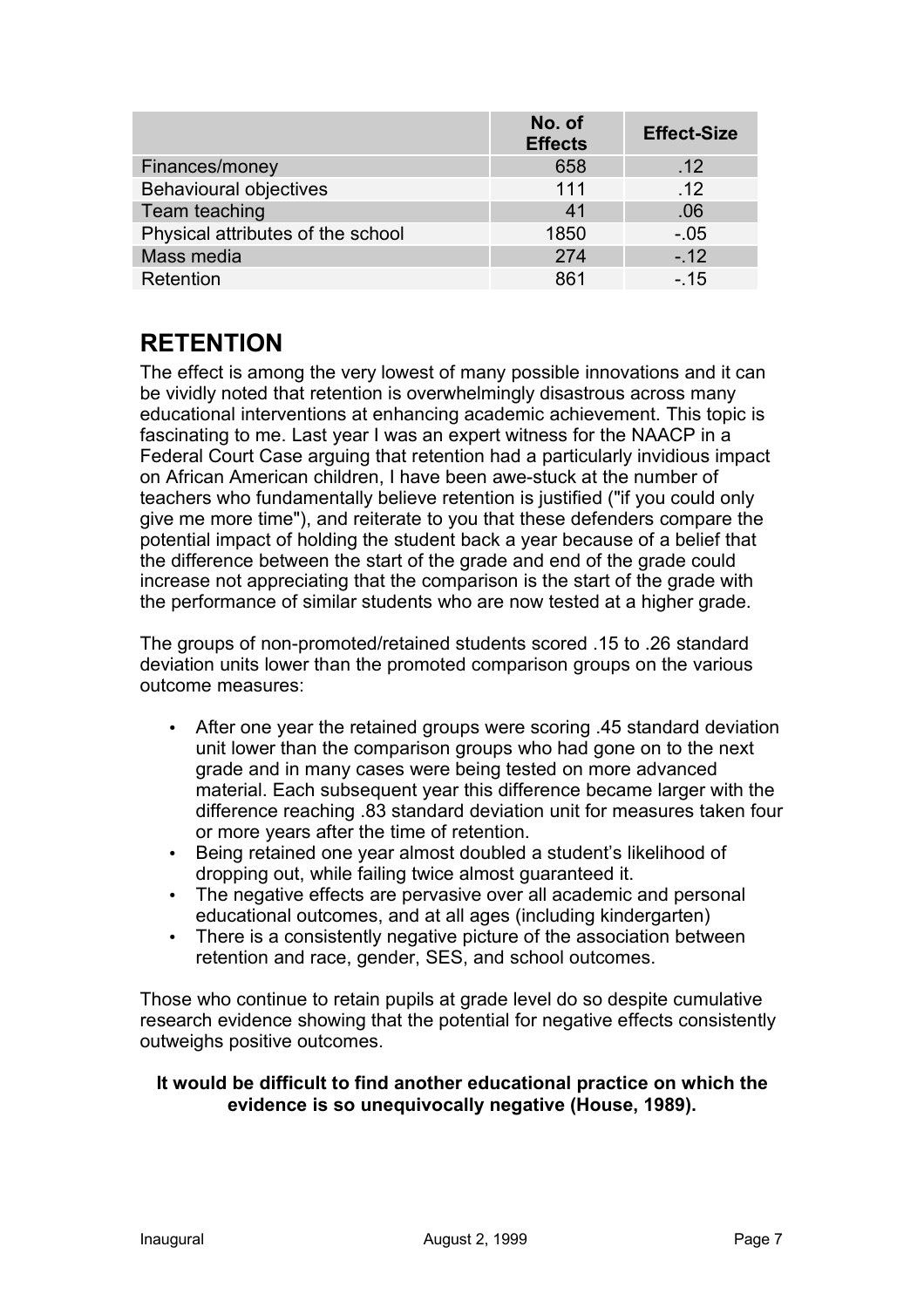| | No. of Effects | Effect-Size |
|---|---|---|
| Finances/money | 658 | .12 |
| Behavioural objectives | 111 | .12 |
| Team teaching | 41 | .06 |
| Physical attributes of the school | 1850 | -.05 |
| Mass media | 274 | -.12 |
| Retention | 861 | -.15 |

## RETENTION

The effect is among the very lowest of many possible innovations and it can be vividly noted that retention is overwhelmingly disastrous across many educational interventions at enhancing academic achievement. This topic is fascinating to me. Last year I was an expert witness for the NAACP in a Federal Court Case arguing that retention had a particularly invidious impact on African American children, I have been awe-stuck at the number of teachers who fundamentally believe retention is justified ("if you could only give me more time"), and reiterate to you that these defenders compare the potential impact of holding the student back a year because of a belief that the difference between the start of the grade and end of the grade could increase not appreciating that the comparison is the start of the grade with the performance of similar students who are now tested at a higher grade.

The groups of non-promoted/retained students scored .15 to .26 standard deviation units lower than the promoted comparison groups on the various outcome measures:

- After one year the retained groups were scoring .45 standard deviation unit lower than the comparison groups who had gone on to the next grade and in many cases were being tested on more advanced material. Each subsequent year this difference became larger with the difference reaching .83 standard deviation unit for measures taken four or more years after the time of retention.
- Being retained one year almost doubled a student's likelihood of dropping out, while failing twice almost guaranteed it.
- The negative effects are pervasive over all academic and personal educational outcomes, and at all ages (including kindergarten)
- There is a consistently negative picture of the association between retention and race, gender, SES, and school outcomes.

Those who continue to retain pupils at grade level do so despite cumulative research evidence showing that the potential for negative effects consistently outweighs positive outcomes.

**It would be difficult to find another educational practice on which the evidence is so unequivocally negative (House, 1989).**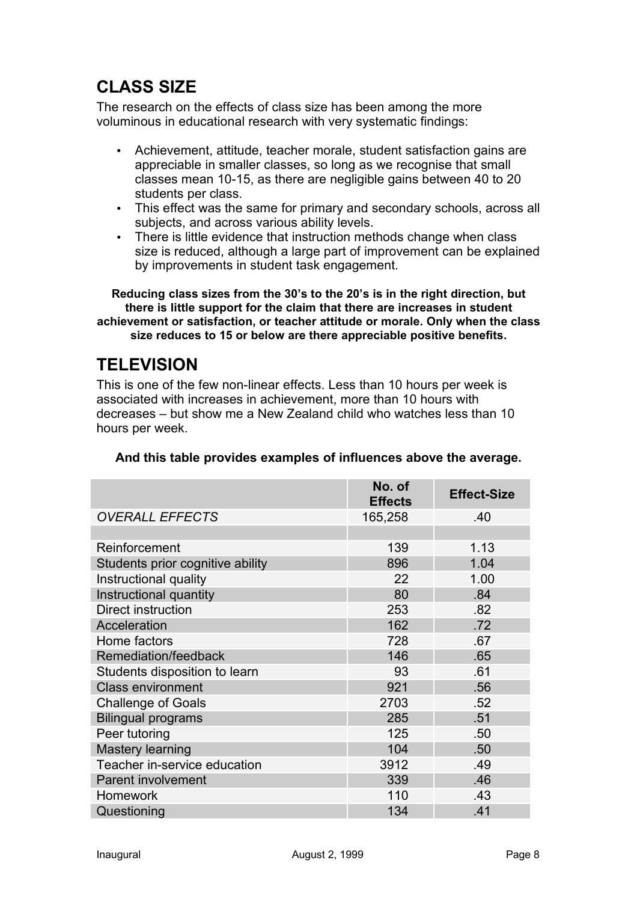## CLASS SIZE

The research on the effects of class size has been among the more voluminous in educational research with very systematic findings:

- Achievement, attitude, teacher morale, student satisfaction gains are appreciable in smaller classes, so long as we recognise that small classes mean 10-15, as there are negligible gains between 40 to 20 students per class.
- This effect was the same for primary and secondary schools, across all subjects, and across various ability levels.
- There is little evidence that instruction methods change when class size is reduced, although a large part of improvement can be explained by improvements in student task engagement.

**Reducing class sizes from the 30's to the 20's is in the right direction, but there is little support for the claim that there are increases in student achievement or satisfaction, or teacher attitude or morale. Only when the class size reduces to 15 or below are there appreciable positive benefits.**

## TELEVISION

This is one of the few non-linear effects. Less than 10 hours per week is associated with increases in achievement, more than 10 hours with decreases – but show me a New Zealand child who watches less than 10 hours per week.

**And this table provides examples of influences above the average.**

| | No. of Effects | Effect-Size |
|---|---|---|
| *OVERALL EFFECTS* | 165,258 | .40 |
| | | |
| Reinforcement | 139 | 1.13 |
| Students prior cognitive ability | 896 | 1.04 |
| Instructional quality | 22 | 1.00 |
| Instructional quantity | 80 | .84 |
| Direct instruction | 253 | .82 |
| Acceleration | 162 | .72 |
| Home factors | 728 | .67 |
| Remediation/feedback | 146 | .65 |
| Students disposition to learn | 93 | .61 |
| Class environment | 921 | .56 |
| Challenge of Goals | 2703 | .52 |
| Bilingual programs | 285 | .51 |
| Peer tutoring | 125 | .50 |
| Mastery learning | 104 | .50 |
| Teacher in-service education | 3912 | .49 |
| Parent involvement | 339 | .46 |
| Homework | 110 | .43 |
| Questioning | 134 | .41 |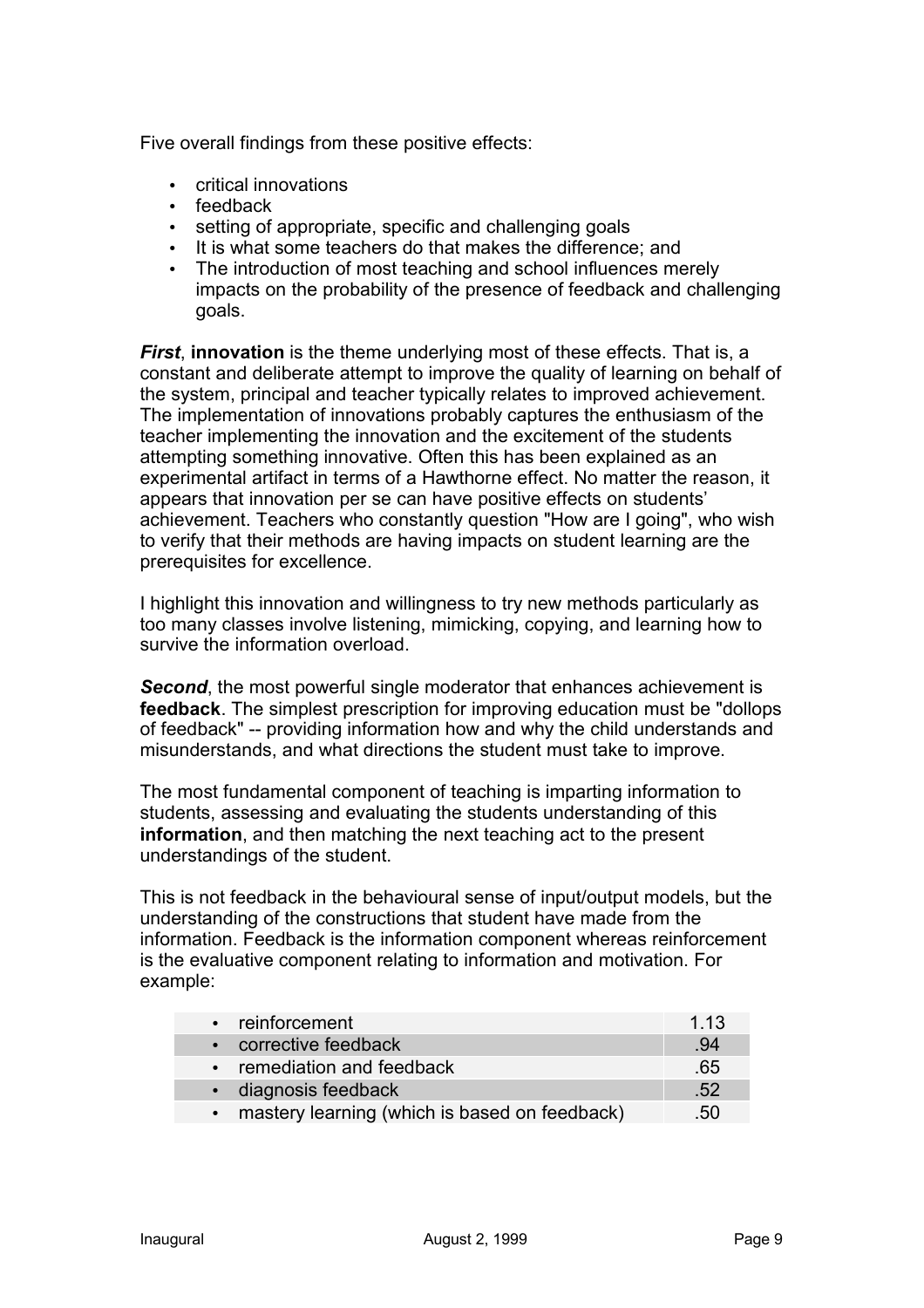Five overall findings from these positive effects:

- critical innovations
- feedback
- setting of appropriate, specific and challenging goals
- It is what some teachers do that makes the difference; and
- The introduction of most teaching and school influences merely impacts on the probability of the presence of feedback and challenging goals.

***First***, **innovation** is the theme underlying most of these effects. That is, a constant and deliberate attempt to improve the quality of learning on behalf of the system, principal and teacher typically relates to improved achievement. The implementation of innovations probably captures the enthusiasm of the teacher implementing the innovation and the excitement of the students attempting something innovative. Often this has been explained as an experimental artifact in terms of a Hawthorne effect. No matter the reason, it appears that innovation per se can have positive effects on students' achievement. Teachers who constantly question "How are I going", who wish to verify that their methods are having impacts on student learning are the prerequisites for excellence.

I highlight this innovation and willingness to try new methods particularly as too many classes involve listening, mimicking, copying, and learning how to survive the information overload.

***Second***, the most powerful single moderator that enhances achievement is **feedback**. The simplest prescription for improving education must be "dollops of feedback" -- providing information how and why the child understands and misunderstands, and what directions the student must take to improve.

The most fundamental component of teaching is imparting information to students, assessing and evaluating the students understanding of this **information**, and then matching the next teaching act to the present understandings of the student.

This is not feedback in the behavioural sense of input/output models, but the understanding of the constructions that student have made from the information. Feedback is the information component whereas reinforcement is the evaluative component relating to information and motivation. For example:

| | |
|---|---|
| • reinforcement | 1.13 |
| • corrective feedback | .94 |
| • remediation and feedback | .65 |
| • diagnosis feedback | .52 |
| • mastery learning (which is based on feedback) | .50 |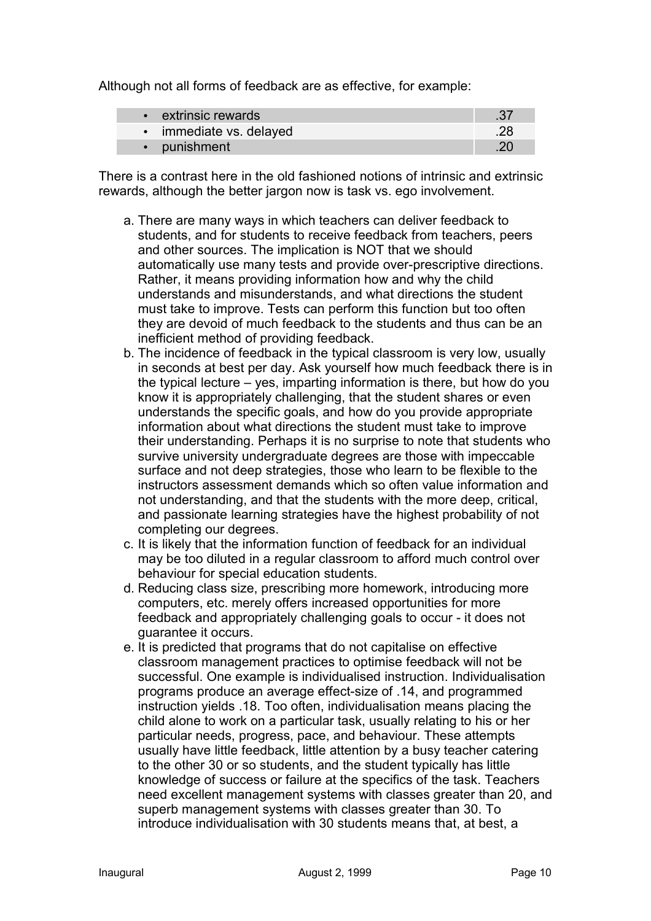Although not all forms of feedback are as effective, for example:

| | |
|---|---|
| • extrinsic rewards | .37 |
| • immediate vs. delayed | .28 |
| • punishment | .20 |

There is a contrast here in the old fashioned notions of intrinsic and extrinsic rewards, although the better jargon now is task vs. ego involvement.

a. There are many ways in which teachers can deliver feedback to students, and for students to receive feedback from teachers, peers and other sources. The implication is NOT that we should automatically use many tests and provide over-prescriptive directions. Rather, it means providing information how and why the child understands and misunderstands, and what directions the student must take to improve. Tests can perform this function but too often they are devoid of much feedback to the students and thus can be an inefficient method of providing feedback.
b. The incidence of feedback in the typical classroom is very low, usually in seconds at best per day. Ask yourself how much feedback there is in the typical lecture – yes, imparting information is there, but how do you know it is appropriately challenging, that the student shares or even understands the specific goals, and how do you provide appropriate information about what directions the student must take to improve their understanding. Perhaps it is no surprise to note that students who survive university undergraduate degrees are those with impeccable surface and not deep strategies, those who learn to be flexible to the instructors assessment demands which so often value information and not understanding, and that the students with the more deep, critical, and passionate learning strategies have the highest probability of not completing our degrees.
c. It is likely that the information function of feedback for an individual may be too diluted in a regular classroom to afford much control over behaviour for special education students.
d. Reducing class size, prescribing more homework, introducing more computers, etc. merely offers increased opportunities for more feedback and appropriately challenging goals to occur - it does not guarantee it occurs.
e. It is predicted that programs that do not capitalise on effective classroom management practices to optimise feedback will not be successful. One example is individualised instruction. Individualisation programs produce an average effect-size of .14, and programmed instruction yields .18. Too often, individualisation means placing the child alone to work on a particular task, usually relating to his or her particular needs, progress, pace, and behaviour. These attempts usually have little feedback, little attention by a busy teacher catering to the other 30 or so students, and the student typically has little knowledge of success or failure at the specifics of the task. Teachers need excellent management systems with classes greater than 20, and superb management systems with classes greater than 30. To introduce individualisation with 30 students means that, at best, a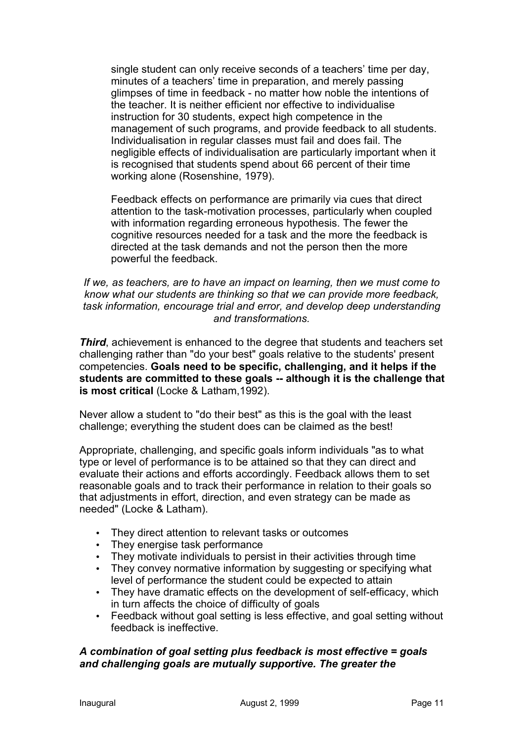single student can only receive seconds of a teachers' time per day, minutes of a teachers' time in preparation, and merely passing glimpses of time in feedback - no matter how noble the intentions of the teacher. It is neither efficient nor effective to individualise instruction for 30 students, expect high competence in the management of such programs, and provide feedback to all students. Individualisation in regular classes must fail and does fail. The negligible effects of individualisation are particularly important when it is recognised that students spend about 66 percent of their time working alone (Rosenshine, 1979).

Feedback effects on performance are primarily via cues that direct attention to the task-motivation processes, particularly when coupled with information regarding erroneous hypothesis. The fewer the cognitive resources needed for a task and the more the feedback is directed at the task demands and not the person then the more powerful the feedback.

*If we, as teachers, are to have an impact on learning, then we must come to know what our students are thinking so that we can provide more feedback, task information, encourage trial and error, and develop deep understanding and transformations.*

***Third***, achievement is enhanced to the degree that students and teachers set challenging rather than "do your best" goals relative to the students' present competencies. **Goals need to be specific, challenging, and it helps if the students are committed to these goals -- although it is the challenge that is most critical** (Locke & Latham,1992).

Never allow a student to "do their best" as this is the goal with the least challenge; everything the student does can be claimed as the best!

Appropriate, challenging, and specific goals inform individuals "as to what type or level of performance is to be attained so that they can direct and evaluate their actions and efforts accordingly. Feedback allows them to set reasonable goals and to track their performance in relation to their goals so that adjustments in effort, direction, and even strategy can be made as needed" (Locke & Latham).

- They direct attention to relevant tasks or outcomes
- They energise task performance
- They motivate individuals to persist in their activities through time
- They convey normative information by suggesting or specifying what level of performance the student could be expected to attain
- They have dramatic effects on the development of self-efficacy, which in turn affects the choice of difficulty of goals
- Feedback without goal setting is less effective, and goal setting without feedback is ineffective.

***A combination of goal setting plus feedback is most effective = goals and challenging goals are mutually supportive. The greater the***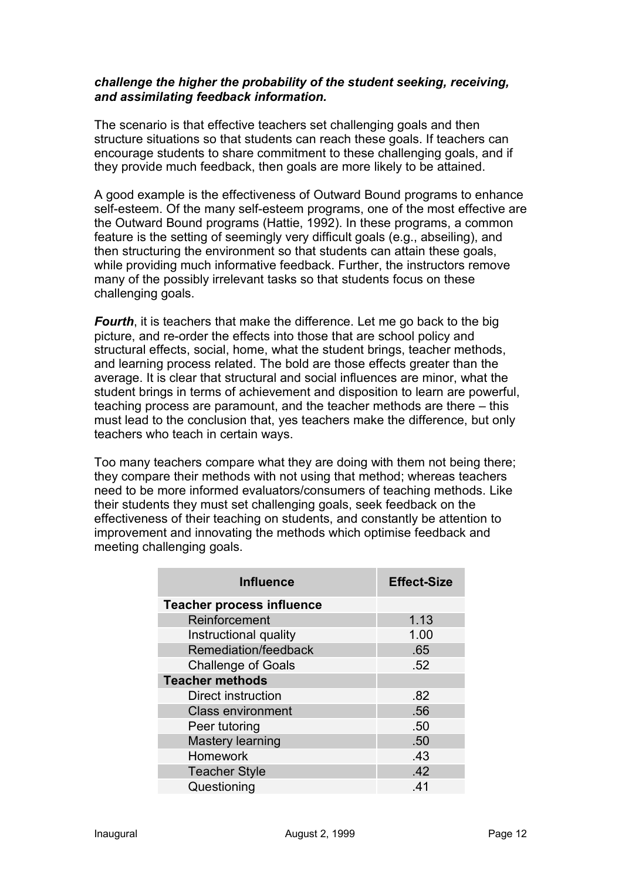***challenge the higher the probability of the student seeking, receiving, and assimilating feedback information.***

The scenario is that effective teachers set challenging goals and then structure situations so that students can reach these goals. If teachers can encourage students to share commitment to these challenging goals, and if they provide much feedback, then goals are more likely to be attained.

A good example is the effectiveness of Outward Bound programs to enhance self-esteem. Of the many self-esteem programs, one of the most effective are the Outward Bound programs (Hattie, 1992). In these programs, a common feature is the setting of seemingly very difficult goals (e.g., abseiling), and then structuring the environment so that students can attain these goals, while providing much informative feedback. Further, the instructors remove many of the possibly irrelevant tasks so that students focus on these challenging goals.

***Fourth***, it is teachers that make the difference. Let me go back to the big picture, and re-order the effects into those that are school policy and structural effects, social, home, what the student brings, teacher methods, and learning process related. The bold are those effects greater than the average. It is clear that structural and social influences are minor, what the student brings in terms of achievement and disposition to learn are powerful, teaching process are paramount, and the teacher methods are there – this must lead to the conclusion that, yes teachers make the difference, but only teachers who teach in certain ways.

Too many teachers compare what they are doing with them not being there; they compare their methods with not using that method; whereas teachers need to be more informed evaluators/consumers of teaching methods. Like their students they must set challenging goals, seek feedback on the effectiveness of their teaching on students, and constantly be attention to improvement and innovating the methods which optimise feedback and meeting challenging goals.

| Influence | Effect-Size |
|---|---|
| **Teacher process influence** | |
| Reinforcement | 1.13 |
| Instructional quality | 1.00 |
| Remediation/feedback | .65 |
| Challenge of Goals | .52 |
| **Teacher methods** | |
| Direct instruction | .82 |
| Class environment | .56 |
| Peer tutoring | .50 |
| Mastery learning | .50 |
| Homework | .43 |
| Teacher Style | .42 |
| Questioning | .41 |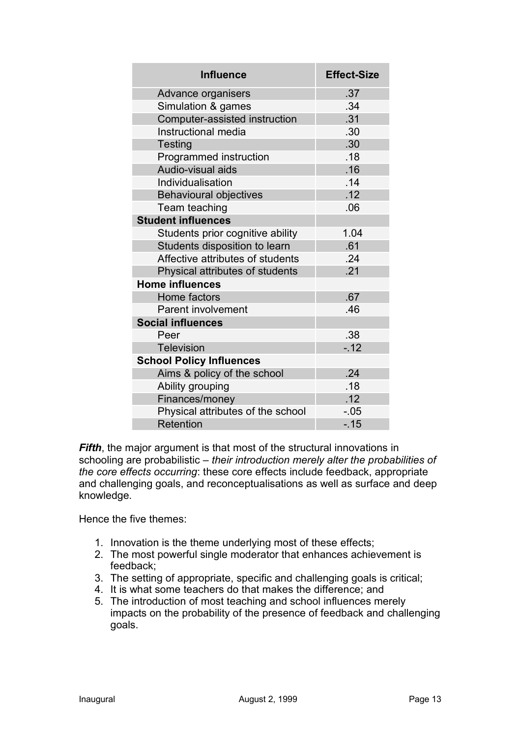| Influence | Effect-Size |
|---|---|
| Advance organisers | .37 |
| Simulation & games | .34 |
| Computer-assisted instruction | .31 |
| Instructional media | .30 |
| Testing | .30 |
| Programmed instruction | .18 |
| Audio-visual aids | .16 |
| Individualisation | .14 |
| Behavioural objectives | .12 |
| Team teaching | .06 |
| **Student influences** | |
| Students prior cognitive ability | 1.04 |
| Students disposition to learn | .61 |
| Affective attributes of students | .24 |
| Physical attributes of students | .21 |
| **Home influences** | |
| Home factors | .67 |
| Parent involvement | .46 |
| **Social influences** | |
| Peer | .38 |
| Television | -.12 |
| **School Policy Influences** | |
| Aims & policy of the school | .24 |
| Ability grouping | .18 |
| Finances/money | .12 |
| Physical attributes of the school | -.05 |
| Retention | -.15 |

***Fifth***, the major argument is that most of the structural innovations in schooling are probabilistic – *their introduction merely alter the probabilities of the core effects occurring*: these core effects include feedback, appropriate and challenging goals, and reconceptualisations as well as surface and deep knowledge.

Hence the five themes:

1. Innovation is the theme underlying most of these effects;
2. The most powerful single moderator that enhances achievement is feedback;
3. The setting of appropriate, specific and challenging goals is critical;
4. It is what some teachers do that makes the difference; and
5. The introduction of most teaching and school influences merely impacts on the probability of the presence of feedback and challenging goals.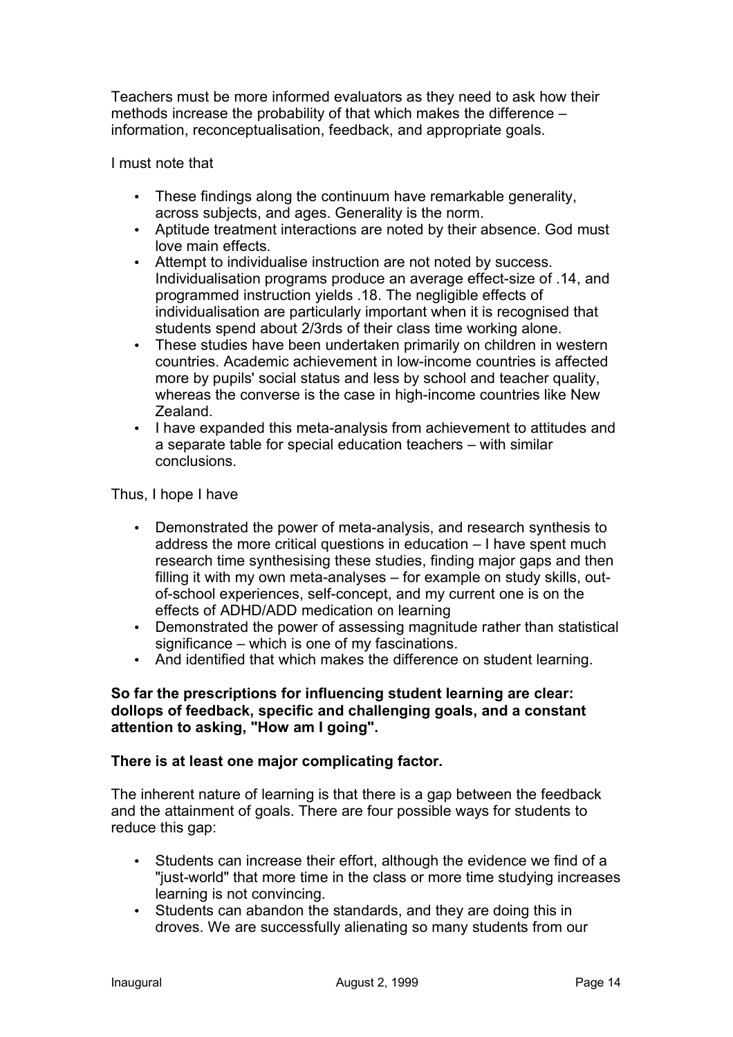Teachers must be more informed evaluators as they need to ask how their methods increase the probability of that which makes the difference – information, reconceptualisation, feedback, and appropriate goals.

I must note that

- These findings along the continuum have remarkable generality, across subjects, and ages. Generality is the norm.
- Aptitude treatment interactions are noted by their absence. God must love main effects.
- Attempt to individualise instruction are not noted by success. Individualisation programs produce an average effect-size of .14, and programmed instruction yields .18. The negligible effects of individualisation are particularly important when it is recognised that students spend about 2/3rds of their class time working alone.
- These studies have been undertaken primarily on children in western countries. Academic achievement in low-income countries is affected more by pupils' social status and less by school and teacher quality, whereas the converse is the case in high-income countries like New Zealand.
- I have expanded this meta-analysis from achievement to attitudes and a separate table for special education teachers – with similar conclusions.

Thus, I hope I have

- Demonstrated the power of meta-analysis, and research synthesis to address the more critical questions in education – I have spent much research time synthesising these studies, finding major gaps and then filling it with my own meta-analyses – for example on study skills, out-of-school experiences, self-concept, and my current one is on the effects of ADHD/ADD medication on learning
- Demonstrated the power of assessing magnitude rather than statistical significance – which is one of my fascinations.
- And identified that which makes the difference on student learning.

**So far the prescriptions for influencing student learning are clear: dollops of feedback, specific and challenging goals, and a constant attention to asking, "How am I going".**

**There is at least one major complicating factor.**

The inherent nature of learning is that there is a gap between the feedback and the attainment of goals. There are four possible ways for students to reduce this gap:

- Students can increase their effort, although the evidence we find of a "just-world" that more time in the class or more time studying increases learning is not convincing.
- Students can abandon the standards, and they are doing this in droves. We are successfully alienating so many students from our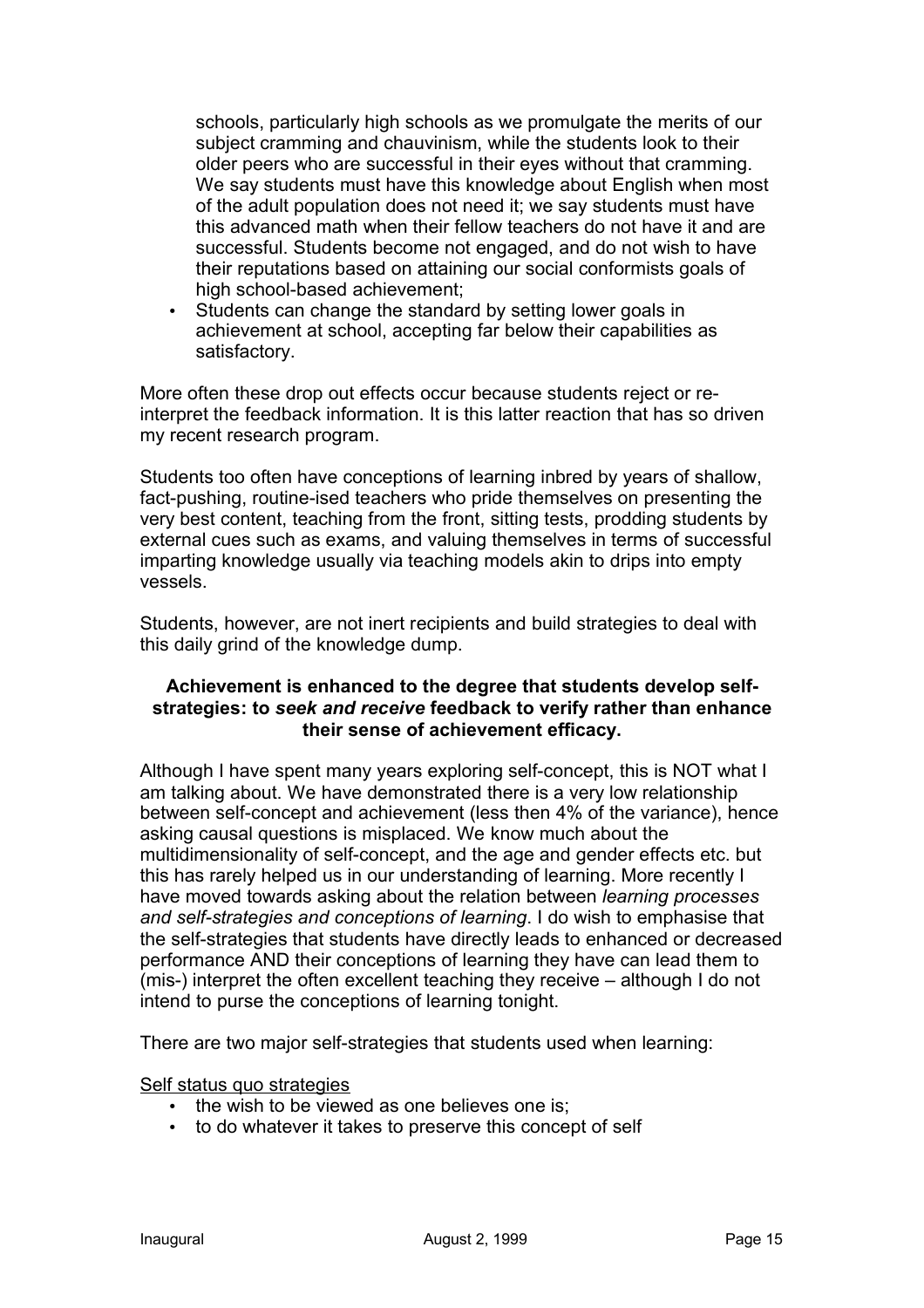schools, particularly high schools as we promulgate the merits of our subject cramming and chauvinism, while the students look to their older peers who are successful in their eyes without that cramming. We say students must have this knowledge about English when most of the adult population does not need it; we say students must have this advanced math when their fellow teachers do not have it and are successful. Students become not engaged, and do not wish to have their reputations based on attaining our social conformists goals of high school-based achievement;

- Students can change the standard by setting lower goals in achievement at school, accepting far below their capabilities as satisfactory.

More often these drop out effects occur because students reject or re-interpret the feedback information. It is this latter reaction that has so driven my recent research program.

Students too often have conceptions of learning inbred by years of shallow, fact-pushing, routine-ised teachers who pride themselves on presenting the very best content, teaching from the front, sitting tests, prodding students by external cues such as exams, and valuing themselves in terms of successful imparting knowledge usually via teaching models akin to drips into empty vessels.

Students, however, are not inert recipients and build strategies to deal with this daily grind of the knowledge dump.

**Achievement is enhanced to the degree that students develop self-strategies: to *seek and receive* feedback to verify rather than enhance their sense of achievement efficacy.**

Although I have spent many years exploring self-concept, this is NOT what I am talking about. We have demonstrated there is a very low relationship between self-concept and achievement (less then 4% of the variance), hence asking causal questions is misplaced. We know much about the multidimensionality of self-concept, and the age and gender effects etc. but this has rarely helped us in our understanding of learning. More recently I have moved towards asking about the relation between *learning processes and self-strategies and conceptions of learning*. I do wish to emphasise that the self-strategies that students have directly leads to enhanced or decreased performance AND their conceptions of learning they have can lead them to (mis-) interpret the often excellent teaching they receive – although I do not intend to purse the conceptions of learning tonight.

There are two major self-strategies that students used when learning:

<u>Self status quo strategies</u>

- the wish to be viewed as one believes one is;
- to do whatever it takes to preserve this concept of self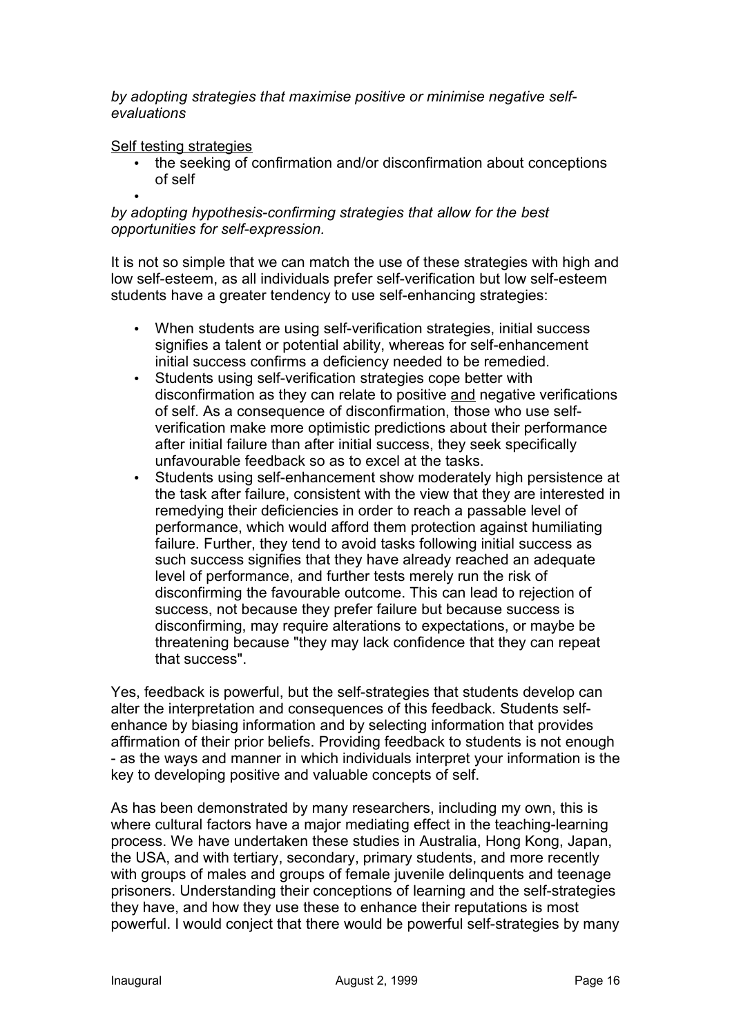*by adopting strategies that maximise positive or minimise negative self-evaluations*

<u>Self testing strategies</u>

- the seeking of confirmation and/or disconfirmation about conceptions of self
- 

*by adopting hypothesis-confirming strategies that allow for the best opportunities for self-expression.*

It is not so simple that we can match the use of these strategies with high and low self-esteem, as all individuals prefer self-verification but low self-esteem students have a greater tendency to use self-enhancing strategies:

- When students are using self-verification strategies, initial success signifies a talent or potential ability, whereas for self-enhancement initial success confirms a deficiency needed to be remedied.
- Students using self-verification strategies cope better with disconfirmation as they can relate to positive <u>and</u> negative verifications of self. As a consequence of disconfirmation, those who use self-verification make more optimistic predictions about their performance after initial failure than after initial success, they seek specifically unfavourable feedback so as to excel at the tasks.
- Students using self-enhancement show moderately high persistence at the task after failure, consistent with the view that they are interested in remedying their deficiencies in order to reach a passable level of performance, which would afford them protection against humiliating failure. Further, they tend to avoid tasks following initial success as such success signifies that they have already reached an adequate level of performance, and further tests merely run the risk of disconfirming the favourable outcome. This can lead to rejection of success, not because they prefer failure but because success is disconfirming, may require alterations to expectations, or maybe be threatening because "they may lack confidence that they can repeat that success".

Yes, feedback is powerful, but the self-strategies that students develop can alter the interpretation and consequences of this feedback. Students self-enhance by biasing information and by selecting information that provides affirmation of their prior beliefs. Providing feedback to students is not enough - as the ways and manner in which individuals interpret your information is the key to developing positive and valuable concepts of self.

As has been demonstrated by many researchers, including my own, this is where cultural factors have a major mediating effect in the teaching-learning process. We have undertaken these studies in Australia, Hong Kong, Japan, the USA, and with tertiary, secondary, primary students, and more recently with groups of males and groups of female juvenile delinquents and teenage prisoners. Understanding their conceptions of learning and the self-strategies they have, and how they use these to enhance their reputations is most powerful. I would conject that there would be powerful self-strategies by many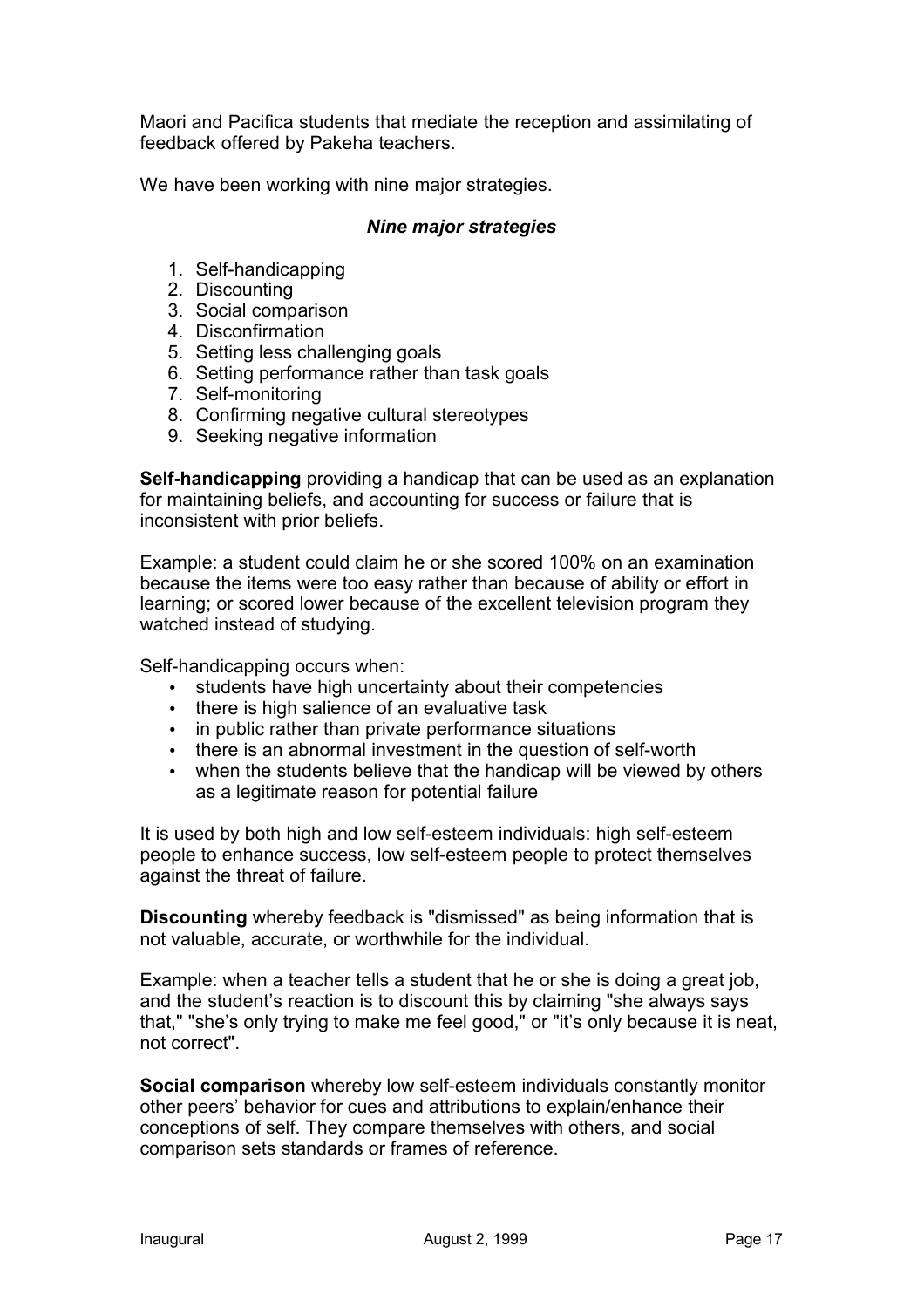Maori and Pacifica students that mediate the reception and assimilating of feedback offered by Pakeha teachers.

We have been working with nine major strategies.

***Nine major strategies***

1. Self-handicapping
2. Discounting
3. Social comparison
4. Disconfirmation
5. Setting less challenging goals
6. Setting performance rather than task goals
7. Self-monitoring
8. Confirming negative cultural stereotypes
9. Seeking negative information

**Self-handicapping** providing a handicap that can be used as an explanation for maintaining beliefs, and accounting for success or failure that is inconsistent with prior beliefs.

Example: a student could claim he or she scored 100% on an examination because the items were too easy rather than because of ability or effort in learning; or scored lower because of the excellent television program they watched instead of studying.

Self-handicapping occurs when:

- students have high uncertainty about their competencies
- there is high salience of an evaluative task
- in public rather than private performance situations
- there is an abnormal investment in the question of self-worth
- when the students believe that the handicap will be viewed by others as a legitimate reason for potential failure

It is used by both high and low self-esteem individuals: high self-esteem people to enhance success, low self-esteem people to protect themselves against the threat of failure.

**Discounting** whereby feedback is "dismissed" as being information that is not valuable, accurate, or worthwhile for the individual.

Example: when a teacher tells a student that he or she is doing a great job, and the student's reaction is to discount this by claiming "she always says that," "she's only trying to make me feel good," or "it's only because it is neat, not correct".

**Social comparison** whereby low self-esteem individuals constantly monitor other peers' behavior for cues and attributions to explain/enhance their conceptions of self. They compare themselves with others, and social comparison sets standards or frames of reference.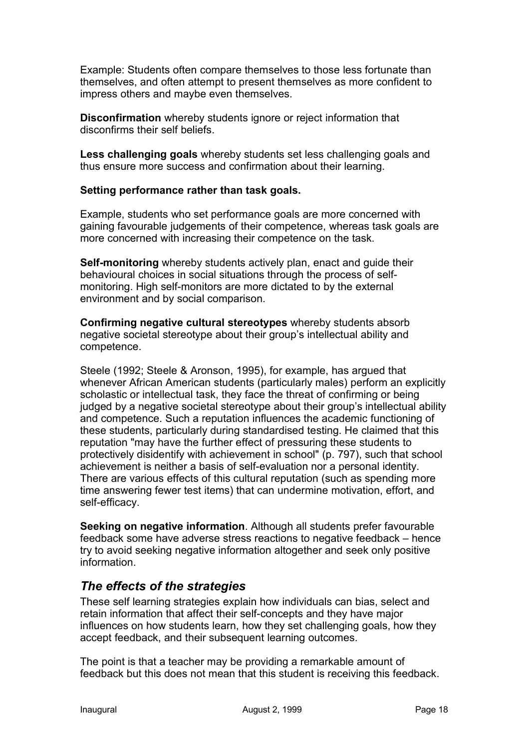Example: Students often compare themselves to those less fortunate than themselves, and often attempt to present themselves as more confident to impress others and maybe even themselves.

**Disconfirmation** whereby students ignore or reject information that disconfirms their self beliefs.

**Less challenging goals** whereby students set less challenging goals and thus ensure more success and confirmation about their learning.

**Setting performance rather than task goals.**

Example, students who set performance goals are more concerned with gaining favourable judgements of their competence, whereas task goals are more concerned with increasing their competence on the task.

**Self-monitoring** whereby students actively plan, enact and guide their behavioural choices in social situations through the process of self-monitoring. High self-monitors are more dictated to by the external environment and by social comparison.

**Confirming negative cultural stereotypes** whereby students absorb negative societal stereotype about their group's intellectual ability and competence.

Steele (1992; Steele & Aronson, 1995), for example, has argued that whenever African American students (particularly males) perform an explicitly scholastic or intellectual task, they face the threat of confirming or being judged by a negative societal stereotype about their group's intellectual ability and competence. Such a reputation influences the academic functioning of these students, particularly during standardised testing. He claimed that this reputation "may have the further effect of pressuring these students to protectively disidentify with achievement in school" (p. 797), such that school achievement is neither a basis of self-evaluation nor a personal identity. There are various effects of this cultural reputation (such as spending more time answering fewer test items) that can undermine motivation, effort, and self-efficacy.

**Seeking on negative information**. Although all students prefer favourable feedback some have adverse stress reactions to negative feedback – hence try to avoid seeking negative information altogether and seek only positive information.

## *The effects of the strategies*

These self learning strategies explain how individuals can bias, select and retain information that affect their self-concepts and they have major influences on how students learn, how they set challenging goals, how they accept feedback, and their subsequent learning outcomes.

The point is that a teacher may be providing a remarkable amount of feedback but this does not mean that this student is receiving this feedback.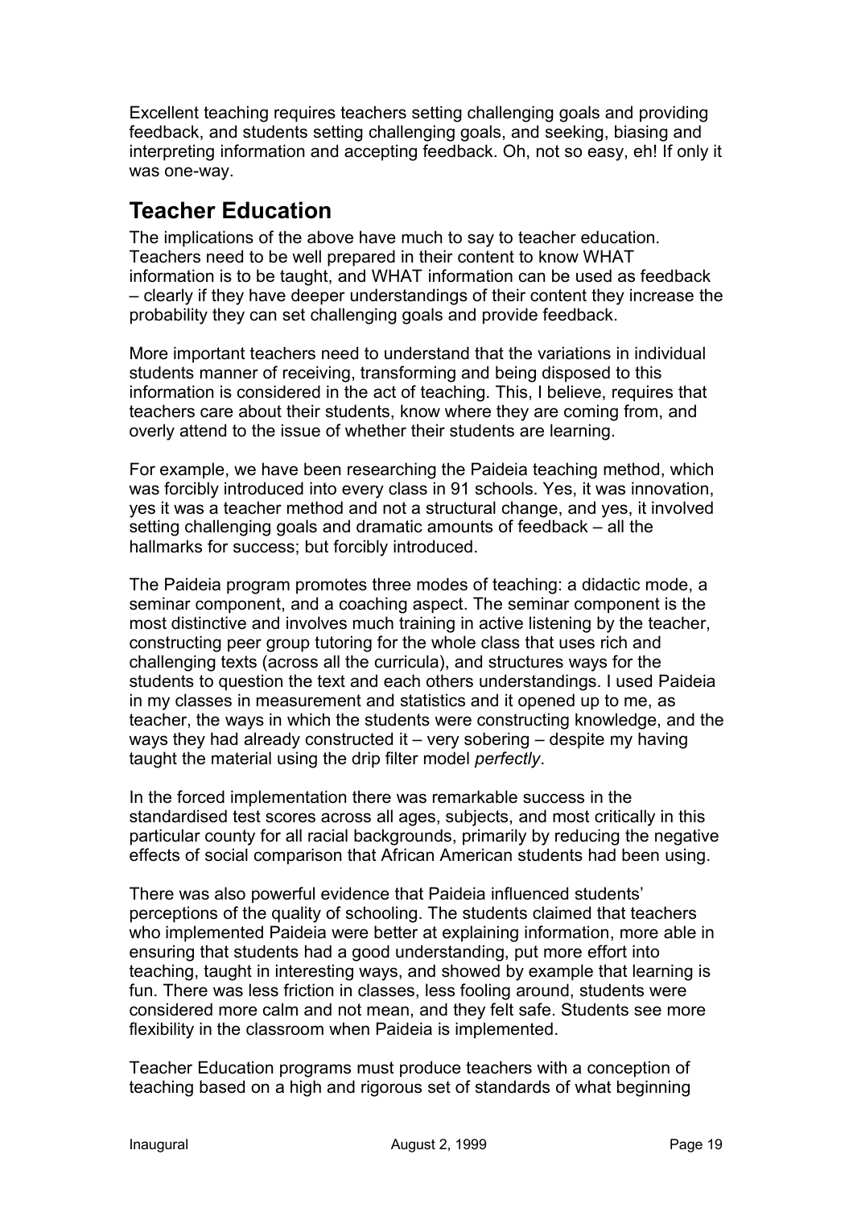Excellent teaching requires teachers setting challenging goals and providing feedback, and students setting challenging goals, and seeking, biasing and interpreting information and accepting feedback. Oh, not so easy, eh! If only it was one-way.

## Teacher Education

The implications of the above have much to say to teacher education. Teachers need to be well prepared in their content to know WHAT information is to be taught, and WHAT information can be used as feedback – clearly if they have deeper understandings of their content they increase the probability they can set challenging goals and provide feedback.

More important teachers need to understand that the variations in individual students manner of receiving, transforming and being disposed to this information is considered in the act of teaching. This, I believe, requires that teachers care about their students, know where they are coming from, and overly attend to the issue of whether their students are learning.

For example, we have been researching the Paideia teaching method, which was forcibly introduced into every class in 91 schools. Yes, it was innovation, yes it was a teacher method and not a structural change, and yes, it involved setting challenging goals and dramatic amounts of feedback – all the hallmarks for success; but forcibly introduced.

The Paideia program promotes three modes of teaching: a didactic mode, a seminar component, and a coaching aspect. The seminar component is the most distinctive and involves much training in active listening by the teacher, constructing peer group tutoring for the whole class that uses rich and challenging texts (across all the curricula), and structures ways for the students to question the text and each others understandings. I used Paideia in my classes in measurement and statistics and it opened up to me, as teacher, the ways in which the students were constructing knowledge, and the ways they had already constructed it – very sobering – despite my having taught the material using the drip filter model *perfectly*.

In the forced implementation there was remarkable success in the standardised test scores across all ages, subjects, and most critically in this particular county for all racial backgrounds, primarily by reducing the negative effects of social comparison that African American students had been using.

There was also powerful evidence that Paideia influenced students' perceptions of the quality of schooling. The students claimed that teachers who implemented Paideia were better at explaining information, more able in ensuring that students had a good understanding, put more effort into teaching, taught in interesting ways, and showed by example that learning is fun. There was less friction in classes, less fooling around, students were considered more calm and not mean, and they felt safe. Students see more flexibility in the classroom when Paideia is implemented.

Teacher Education programs must produce teachers with a conception of teaching based on a high and rigorous set of standards of what beginning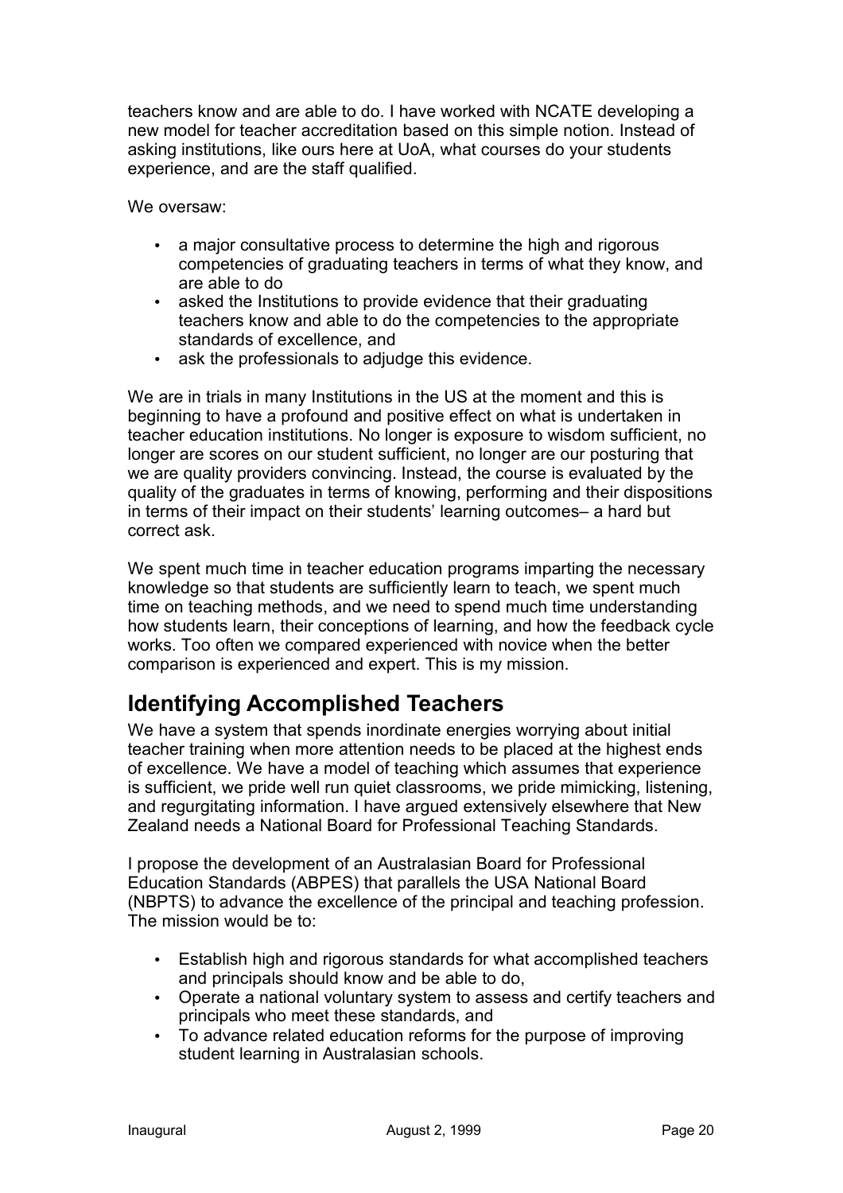teachers know and are able to do. I have worked with NCATE developing a new model for teacher accreditation based on this simple notion. Instead of asking institutions, like ours here at UoA, what courses do your students experience, and are the staff qualified.

We oversaw:

- a major consultative process to determine the high and rigorous competencies of graduating teachers in terms of what they know, and are able to do
- asked the Institutions to provide evidence that their graduating teachers know and able to do the competencies to the appropriate standards of excellence, and
- ask the professionals to adjudge this evidence.

We are in trials in many Institutions in the US at the moment and this is beginning to have a profound and positive effect on what is undertaken in teacher education institutions. No longer is exposure to wisdom sufficient, no longer are scores on our student sufficient, no longer are our posturing that we are quality providers convincing. Instead, the course is evaluated by the quality of the graduates in terms of knowing, performing and their dispositions in terms of their impact on their students' learning outcomes– a hard but correct ask.

We spent much time in teacher education programs imparting the necessary knowledge so that students are sufficiently learn to teach, we spent much time on teaching methods, and we need to spend much time understanding how students learn, their conceptions of learning, and how the feedback cycle works. Too often we compared experienced with novice when the better comparison is experienced and expert. This is my mission.

## Identifying Accomplished Teachers

We have a system that spends inordinate energies worrying about initial teacher training when more attention needs to be placed at the highest ends of excellence. We have a model of teaching which assumes that experience is sufficient, we pride well run quiet classrooms, we pride mimicking, listening, and regurgitating information. I have argued extensively elsewhere that New Zealand needs a National Board for Professional Teaching Standards.

I propose the development of an Australasian Board for Professional Education Standards (ABPES) that parallels the USA National Board (NBPTS) to advance the excellence of the principal and teaching profession. The mission would be to:

- Establish high and rigorous standards for what accomplished teachers and principals should know and be able to do,
- Operate a national voluntary system to assess and certify teachers and principals who meet these standards, and
- To advance related education reforms for the purpose of improving student learning in Australasian schools.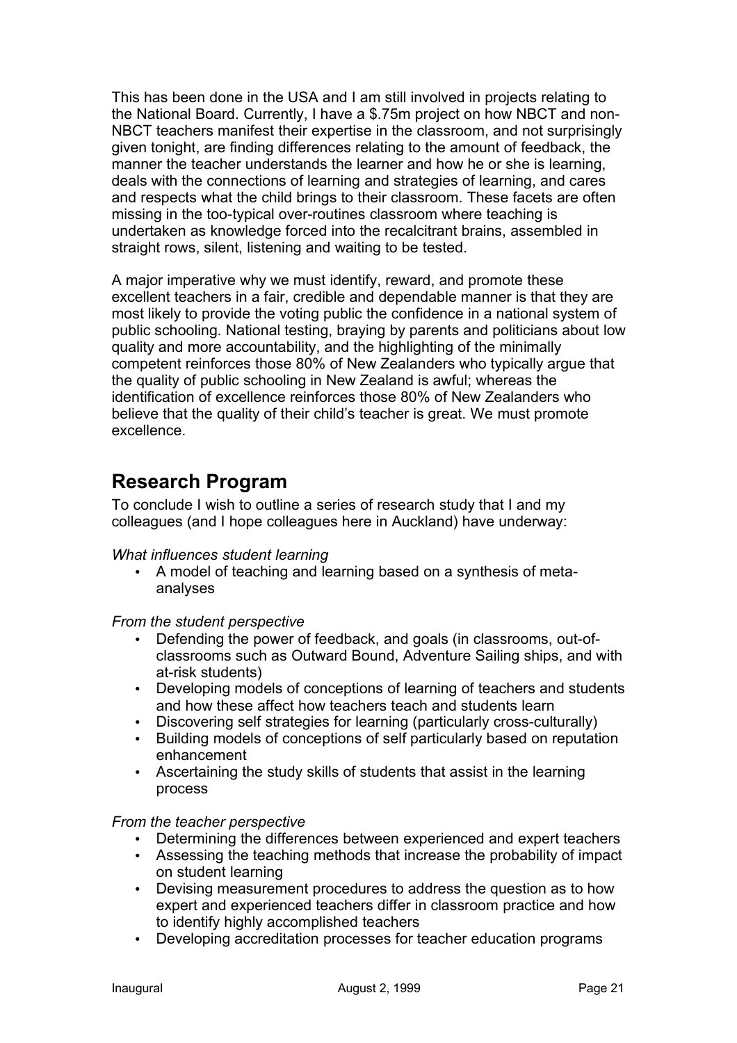This has been done in the USA and I am still involved in projects relating to the National Board. Currently, I have a $.75m project on how NBCT and non-NBCT teachers manifest their expertise in the classroom, and not surprisingly given tonight, are finding differences relating to the amount of feedback, the manner the teacher understands the learner and how he or she is learning, deals with the connections of learning and strategies of learning, and cares and respects what the child brings to their classroom. These facets are often missing in the too-typical over-routines classroom where teaching is undertaken as knowledge forced into the recalcitrant brains, assembled in straight rows, silent, listening and waiting to be tested.

A major imperative why we must identify, reward, and promote these excellent teachers in a fair, credible and dependable manner is that they are most likely to provide the voting public the confidence in a national system of public schooling. National testing, braying by parents and politicians about low quality and more accountability, and the highlighting of the minimally competent reinforces those 80% of New Zealanders who typically argue that the quality of public schooling in New Zealand is awful; whereas the identification of excellence reinforces those 80% of New Zealanders who believe that the quality of their child's teacher is great. We must promote excellence.

## Research Program

To conclude I wish to outline a series of research study that I and my colleagues (and I hope colleagues here in Auckland) have underway:

*What influences student learning*

- A model of teaching and learning based on a synthesis of meta-analyses

*From the student perspective*

- Defending the power of feedback, and goals (in classrooms, out-of-classrooms such as Outward Bound, Adventure Sailing ships, and with at-risk students)
- Developing models of conceptions of learning of teachers and students and how these affect how teachers teach and students learn
- Discovering self strategies for learning (particularly cross-culturally)
- Building models of conceptions of self particularly based on reputation enhancement
- Ascertaining the study skills of students that assist in the learning process

*From the teacher perspective*

- Determining the differences between experienced and expert teachers
- Assessing the teaching methods that increase the probability of impact on student learning
- Devising measurement procedures to address the question as to how expert and experienced teachers differ in classroom practice and how to identify highly accomplished teachers
- Developing accreditation processes for teacher education programs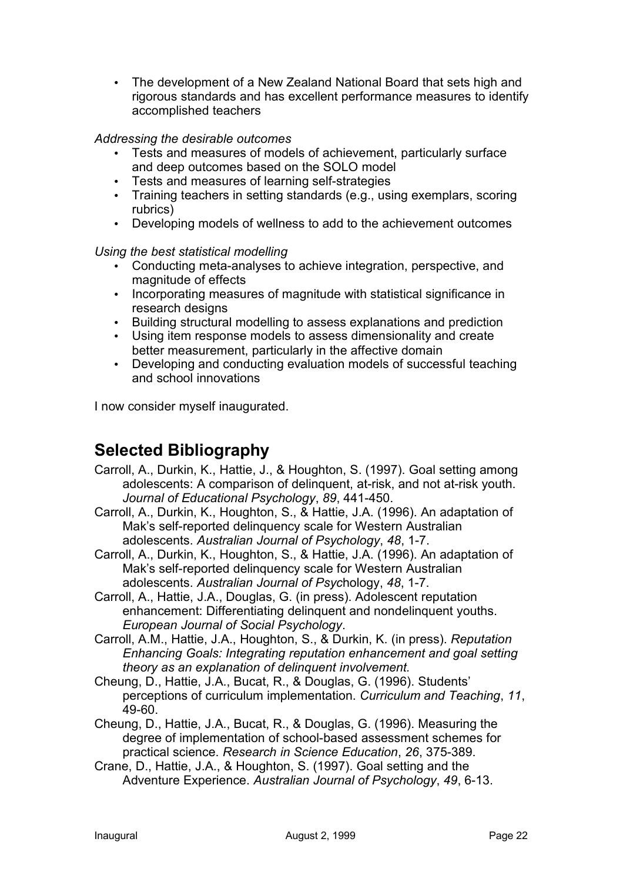- The development of a New Zealand National Board that sets high and rigorous standards and has excellent performance measures to identify accomplished teachers

*Addressing the desirable outcomes*

- Tests and measures of models of achievement, particularly surface and deep outcomes based on the SOLO model
- Tests and measures of learning self-strategies
- Training teachers in setting standards (e.g., using exemplars, scoring rubrics)
- Developing models of wellness to add to the achievement outcomes

*Using the best statistical modelling*

- Conducting meta-analyses to achieve integration, perspective, and magnitude of effects
- Incorporating measures of magnitude with statistical significance in research designs
- Building structural modelling to assess explanations and prediction
- Using item response models to assess dimensionality and create better measurement, particularly in the affective domain
- Developing and conducting evaluation models of successful teaching and school innovations

I now consider myself inaugurated.

## Selected Bibliography

Carroll, A., Durkin, K., Hattie, J., & Houghton, S. (1997). Goal setting among adolescents: A comparison of delinquent, at-risk, and not at-risk youth. *Journal of Educational Psychology*, *89*, 441-450.

Carroll, A., Durkin, K., Houghton, S., & Hattie, J.A. (1996). An adaptation of Mak's self-reported delinquency scale for Western Australian adolescents. *Australian Journal of Psychology*, *48*, 1-7.

Carroll, A., Durkin, K., Houghton, S., & Hattie, J.A. (1996). An adaptation of Mak's self-reported delinquency scale for Western Australian adolescents. *Australian Journal of Psyc*hology, *48*, 1-7.

Carroll, A., Hattie, J.A., Douglas, G. (in press). Adolescent reputation enhancement: Differentiating delinquent and nondelinquent youths. *European Journal of Social Psychology*.

Carroll, A.M., Hattie, J.A., Houghton, S., & Durkin, K. (in press). *Reputation Enhancing Goals: Integrating reputation enhancement and goal setting theory as an explanation of delinquent involvement.*

Cheung, D., Hattie, J.A., Bucat, R., & Douglas, G. (1996). Students' perceptions of curriculum implementation. *Curriculum and Teaching*, *11*, 49-60.

Cheung, D., Hattie, J.A., Bucat, R., & Douglas, G. (1996). Measuring the degree of implementation of school-based assessment schemes for practical science. *Research in Science Education*, *26*, 375-389.

Crane, D., Hattie, J.A., & Houghton, S. (1997). Goal setting and the Adventure Experience. *Australian Journal of Psychology*, *49*, 6-13.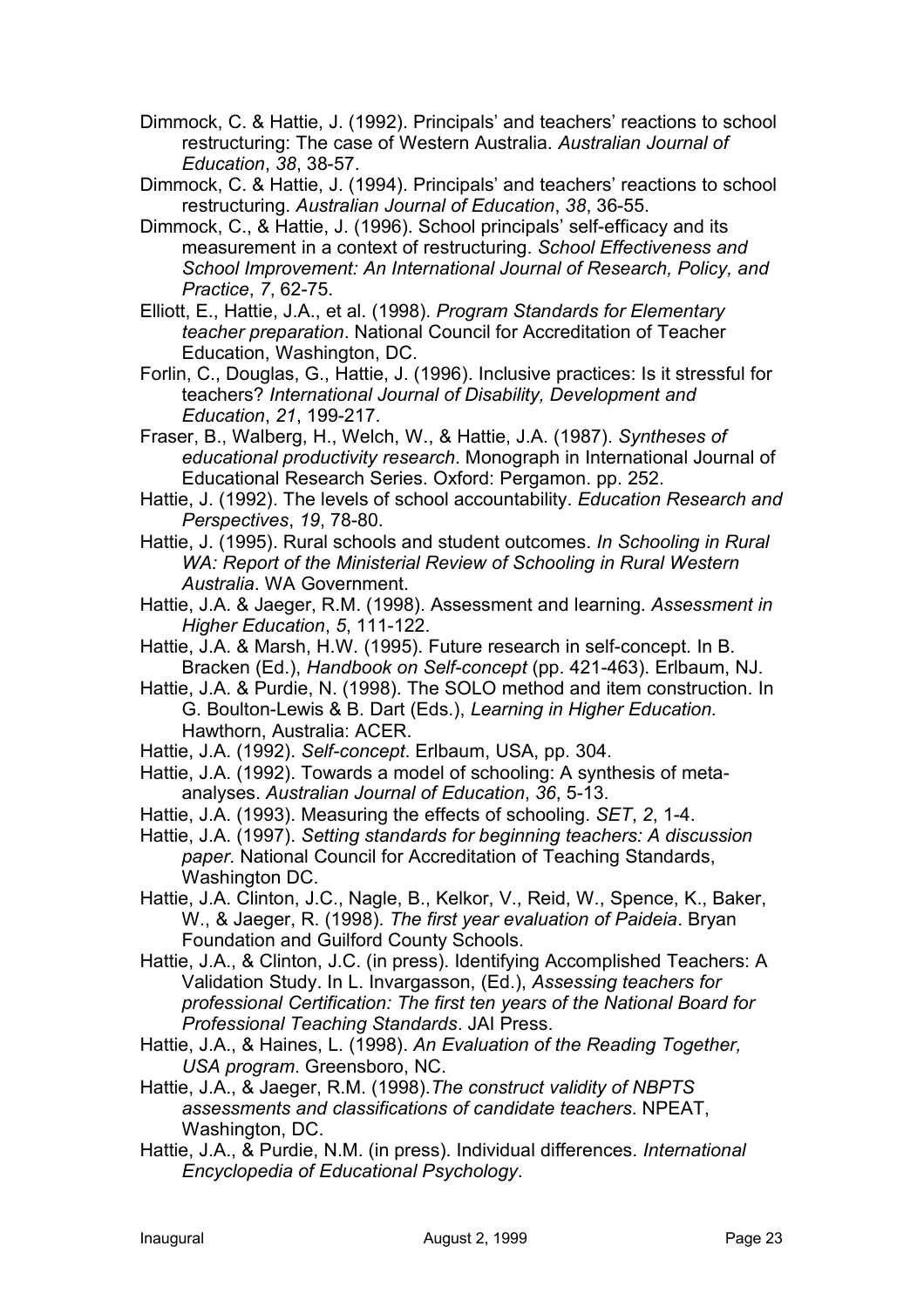Dimmock, C. & Hattie, J. (1992). Principals' and teachers' reactions to school restructuring: The case of Western Australia. *Australian Journal of Education*, *38*, 38-57.

Dimmock, C. & Hattie, J. (1994). Principals' and teachers' reactions to school restructuring. *Australian Journal of Education*, *38*, 36-55.

Dimmock, C., & Hattie, J. (1996). School principals' self-efficacy and its measurement in a context of restructuring. *School Effectiveness and School Improvement: An International Journal of Research, Policy, and Practice*, *7*, 62-75.

Elliott, E., Hattie, J.A., et al. (1998). *Program Standards for Elementary teacher preparation*. National Council for Accreditation of Teacher Education, Washington, DC.

Forlin, C., Douglas, G., Hattie, J. (1996). Inclusive practices: Is it stressful for teachers? *International Journal of Disability, Development and Education*, *21*, 199-217.

Fraser, B., Walberg, H., Welch, W., & Hattie, J.A. (1987). *Syntheses of educational productivity research*. Monograph in International Journal of Educational Research Series. Oxford: Pergamon. pp. 252.

Hattie, J. (1992). The levels of school accountability. *Education Research and Perspectives*, *19*, 78-80.

Hattie, J. (1995). Rural schools and student outcomes. *In Schooling in Rural WA: Report of the Ministerial Review of Schooling in Rural Western Australia*. WA Government.

Hattie, J.A. & Jaeger, R.M. (1998). Assessment and learning. *Assessment in Higher Education*, *5*, 111-122.

Hattie, J.A. & Marsh, H.W. (1995). Future research in self-concept. In B. Bracken (Ed.), *Handbook on Self-concept* (pp. 421-463). Erlbaum, NJ.

Hattie, J.A. & Purdie, N. (1998). The SOLO method and item construction. In G. Boulton-Lewis & B. Dart (Eds.), *Learning in Higher Education*. Hawthorn, Australia: ACER.

Hattie, J.A. (1992). *Self-concept*. Erlbaum, USA, pp. 304.

Hattie, J.A. (1992). Towards a model of schooling: A synthesis of meta-analyses. *Australian Journal of Education*, *36*, 5-13.

Hattie, J.A. (1993). Measuring the effects of schooling. *SET*, *2*, 1-4.

Hattie, J.A. (1997). *Setting standards for beginning teachers: A discussion paper*. National Council for Accreditation of Teaching Standards, Washington DC.

Hattie, J.A. Clinton, J.C., Nagle, B., Kelkor, V., Reid, W., Spence, K., Baker, W., & Jaeger, R. (1998). *The first year evaluation of Paideia*. Bryan Foundation and Guilford County Schools.

Hattie, J.A., & Clinton, J.C. (in press). Identifying Accomplished Teachers: A Validation Study. In L. Invargasson, (Ed.), *Assessing teachers for professional Certification: The first ten years of the National Board for Professional Teaching Standards*. JAI Press.

Hattie, J.A., & Haines, L. (1998). *An Evaluation of the Reading Together, USA program*. Greensboro, NC.

Hattie, J.A., & Jaeger, R.M. (1998).*The construct validity of NBPTS assessments and classifications of candidate teachers*. NPEAT, Washington, DC.

Hattie, J.A., & Purdie, N.M. (in press). Individual differences. *International Encyclopedia of Educational Psychology*.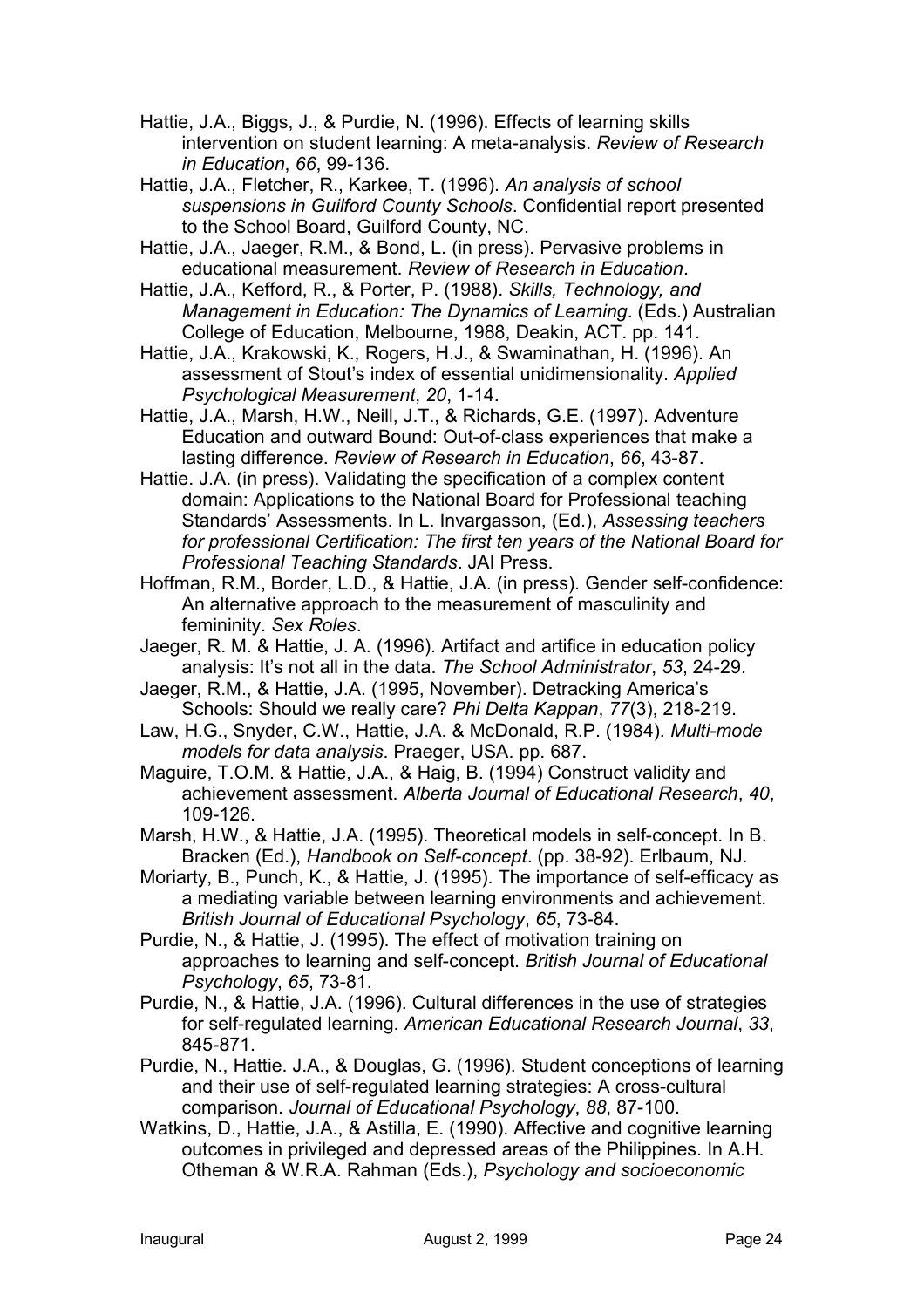Hattie, J.A., Biggs, J., & Purdie, N. (1996). Effects of learning skills intervention on student learning: A meta-analysis. *Review of Research in Education*, *66*, 99-136.

Hattie, J.A., Fletcher, R., Karkee, T. (1996). *An analysis of school suspensions in Guilford County Schools*. Confidential report presented to the School Board, Guilford County, NC.

Hattie, J.A., Jaeger, R.M., & Bond, L. (in press). Pervasive problems in educational measurement. *Review of Research in Education*.

Hattie, J.A., Kefford, R., & Porter, P. (1988). *Skills, Technology, and Management in Education: The Dynamics of Learning*. (Eds.) Australian College of Education, Melbourne, 1988, Deakin, ACT. pp. 141.

Hattie, J.A., Krakowski, K., Rogers, H.J., & Swaminathan, H. (1996). An assessment of Stout's index of essential unidimensionality. *Applied Psychological Measurement*, *20*, 1-14.

Hattie, J.A., Marsh, H.W., Neill, J.T., & Richards, G.E. (1997). Adventure Education and outward Bound: Out-of-class experiences that make a lasting difference. *Review of Research in Education*, *66*, 43-87.

Hattie. J.A. (in press). Validating the specification of a complex content domain: Applications to the National Board for Professional teaching Standards' Assessments. In L. Invargasson, (Ed.), *Assessing teachers for professional Certification: The first ten years of the National Board for Professional Teaching Standards*. JAI Press.

Hoffman, R.M., Border, L.D., & Hattie, J.A. (in press). Gender self-confidence: An alternative approach to the measurement of masculinity and femininity. *Sex Roles*.

Jaeger, R. M. & Hattie, J. A. (1996). Artifact and artifice in education policy analysis: It's not all in the data. *The School Administrator*, *53*, 24-29.

Jaeger, R.M., & Hattie, J.A. (1995, November). Detracking America's Schools: Should we really care? *Phi Delta Kappan*, *77*(3), 218-219.

Law, H.G., Snyder, C.W., Hattie, J.A. & McDonald, R.P. (1984). *Multi-mode models for data analysis*. Praeger, USA. pp. 687.

Maguire, T.O.M. & Hattie, J.A., & Haig, B. (1994) Construct validity and achievement assessment. *Alberta Journal of Educational Research*, *40*, 109-126.

Marsh, H.W., & Hattie, J.A. (1995). Theoretical models in self-concept. In B. Bracken (Ed.), *Handbook on Self-concept*. (pp. 38-92). Erlbaum, NJ.

Moriarty, B., Punch, K., & Hattie, J. (1995). The importance of self-efficacy as a mediating variable between learning environments and achievement. *British Journal of Educational Psychology*, *65*, 73-84.

Purdie, N., & Hattie, J. (1995). The effect of motivation training on approaches to learning and self-concept. *British Journal of Educational Psychology*, *65*, 73-81.

Purdie, N., & Hattie, J.A. (1996). Cultural differences in the use of strategies for self-regulated learning. *American Educational Research Journal*, *33*, 845-871.

Purdie, N., Hattie. J.A., & Douglas, G. (1996). Student conceptions of learning and their use of self-regulated learning strategies: A cross-cultural comparison. *Journal of Educational Psychology*, *88*, 87-100.

Watkins, D., Hattie, J.A., & Astilla, E. (1990). Affective and cognitive learning outcomes in privileged and depressed areas of the Philippines. In A.H. Otheman & W.R.A. Rahman (Eds.), *Psychology and socioeconomic*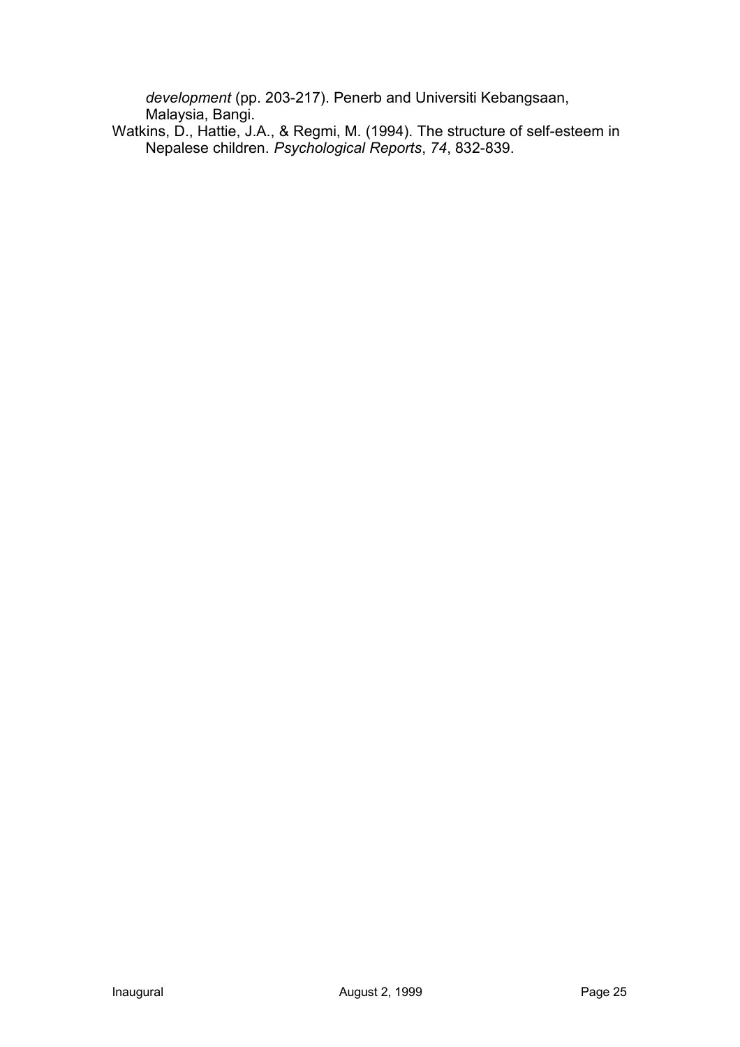*development* (pp. 203-217). Penerb and Universiti Kebangsaan, Malaysia, Bangi.

Watkins, D., Hattie, J.A., & Regmi, M. (1994). The structure of self-esteem in Nepalese children. *Psychological Reports*, *74*, 832-839.